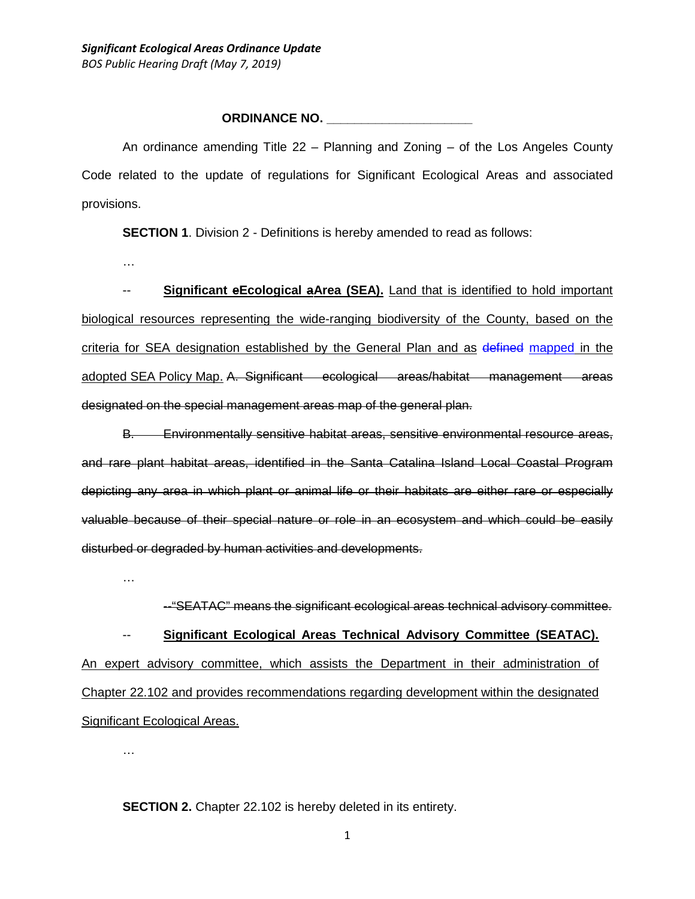**ORDINANCE NO. \_\_\_\_\_\_\_\_\_\_\_\_\_\_\_\_\_\_\_\_**

An ordinance amending Title 22 – Planning and Zoning – of the Los Angeles County Code related to the update of regulations for Significant Ecological Areas and associated provisions.

**SECTION 1**. Division 2 - Definitions is hereby amended to read as follows:

…

-- **Significant ~~e~~Ecological ~~a~~Area (SEA).** Land that is identified to hold important biological resources representing the wide-ranging biodiversity of the County, based on the criteria for SEA designation established by the General Plan and as ~~defined~~ mapped in the adopted SEA Policy Map. ~~A. Significant ecological areas/habitat management areas designated on the special management areas map of the general plan.~~

~~B. Environmentally sensitive habitat areas, sensitive environmental resource areas, and rare plant habitat areas, identified in the Santa Catalina Island Local Coastal Program depicting any area in which plant or animal life or their habitats are either rare or especially valuable because of their special nature or role in an ecosystem and which could be easily disturbed or degraded by human activities and developments.~~

…

~~--"SEATAC" means the significant ecological areas technical advisory committee.~~

-- **Significant Ecological Areas Technical Advisory Committee (SEATAC).** An expert advisory committee, which assists the Department in their administration of Chapter 22.102 and provides recommendations regarding development within the designated Significant Ecological Areas.

…

**SECTION 2.** Chapter 22.102 is hereby deleted in its entirety.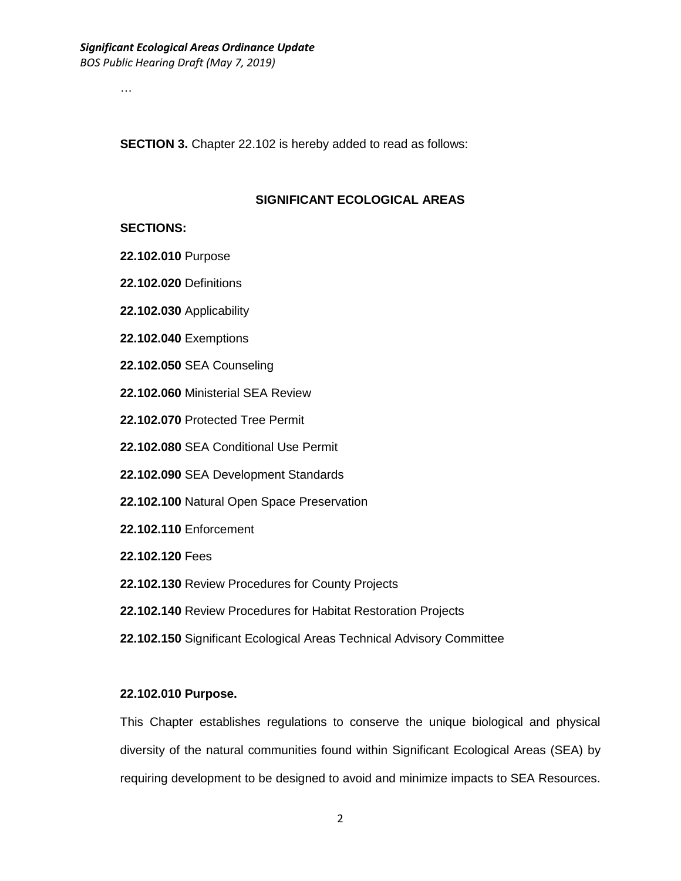…

**SECTION 3.** Chapter 22.102 is hereby added to read as follows:

## SIGNIFICANT ECOLOGICAL AREAS

**SECTIONS:**

**22.102.010** Purpose

**22.102.020** Definitions

**22.102.030** Applicability

**22.102.040** Exemptions

**22.102.050** SEA Counseling

**22.102.060** Ministerial SEA Review

**22.102.070** Protected Tree Permit

**22.102.080** SEA Conditional Use Permit

**22.102.090** SEA Development Standards

**22.102.100** Natural Open Space Preservation

**22.102.110** Enforcement

**22.102.120** Fees

**22.102.130** Review Procedures for County Projects

**22.102.140** Review Procedures for Habitat Restoration Projects

**22.102.150** Significant Ecological Areas Technical Advisory Committee

### 22.102.010 Purpose.

This Chapter establishes regulations to conserve the unique biological and physical diversity of the natural communities found within Significant Ecological Areas (SEA) by requiring development to be designed to avoid and minimize impacts to SEA Resources.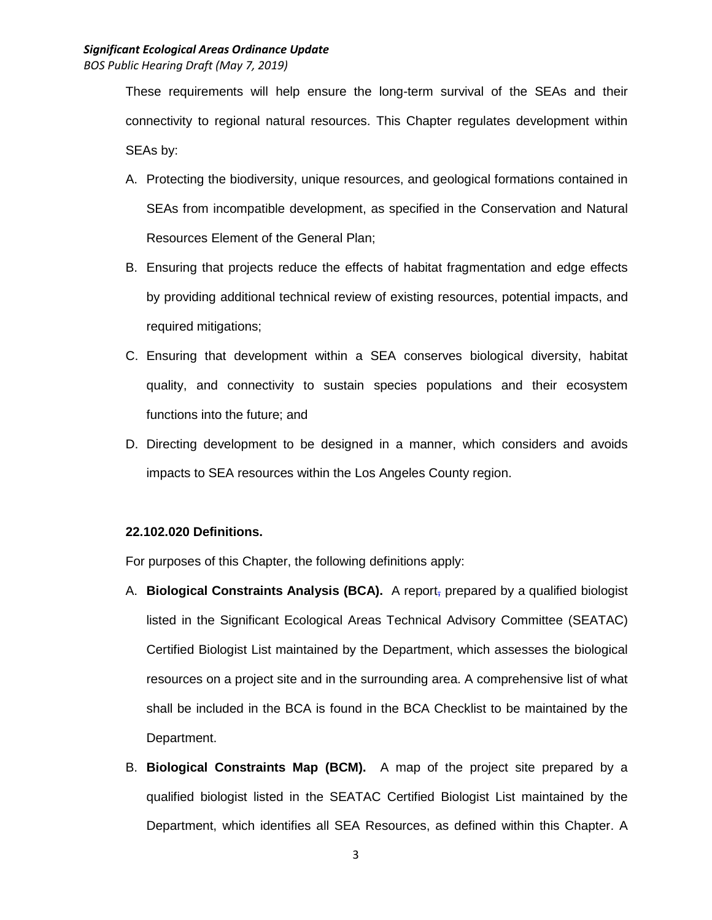These requirements will help ensure the long-term survival of the SEAs and their connectivity to regional natural resources. This Chapter regulates development within SEAs by:

A. Protecting the biodiversity, unique resources, and geological formations contained in SEAs from incompatible development, as specified in the Conservation and Natural Resources Element of the General Plan;

B. Ensuring that projects reduce the effects of habitat fragmentation and edge effects by providing additional technical review of existing resources, potential impacts, and required mitigations;

C. Ensuring that development within a SEA conserves biological diversity, habitat quality, and connectivity to sustain species populations and their ecosystem functions into the future; and

D. Directing development to be designed in a manner, which considers and avoids impacts to SEA resources within the Los Angeles County region.

**22.102.020 Definitions.**

For purposes of this Chapter, the following definitions apply:

A. **Biological Constraints Analysis (BCA).** A report, prepared by a qualified biologist listed in the Significant Ecological Areas Technical Advisory Committee (SEATAC) Certified Biologist List maintained by the Department, which assesses the biological resources on a project site and in the surrounding area. A comprehensive list of what shall be included in the BCA is found in the BCA Checklist to be maintained by the Department.

B. **Biological Constraints Map (BCM).** A map of the project site prepared by a qualified biologist listed in the SEATAC Certified Biologist List maintained by the Department, which identifies all SEA Resources, as defined within this Chapter. A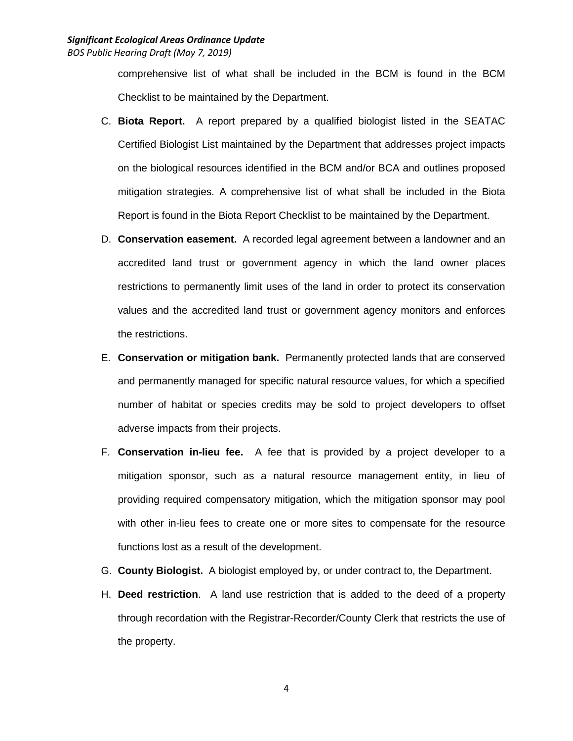comprehensive list of what shall be included in the BCM is found in the BCM Checklist to be maintained by the Department.

C. **Biota Report.** A report prepared by a qualified biologist listed in the SEATAC Certified Biologist List maintained by the Department that addresses project impacts on the biological resources identified in the BCM and/or BCA and outlines proposed mitigation strategies. A comprehensive list of what shall be included in the Biota Report is found in the Biota Report Checklist to be maintained by the Department.

D. **Conservation easement.** A recorded legal agreement between a landowner and an accredited land trust or government agency in which the land owner places restrictions to permanently limit uses of the land in order to protect its conservation values and the accredited land trust or government agency monitors and enforces the restrictions.

E. **Conservation or mitigation bank.** Permanently protected lands that are conserved and permanently managed for specific natural resource values, for which a specified number of habitat or species credits may be sold to project developers to offset adverse impacts from their projects.

F. **Conservation in-lieu fee.** A fee that is provided by a project developer to a mitigation sponsor, such as a natural resource management entity, in lieu of providing required compensatory mitigation, which the mitigation sponsor may pool with other in-lieu fees to create one or more sites to compensate for the resource functions lost as a result of the development.

G. **County Biologist.** A biologist employed by, or under contract to, the Department.

H. **Deed restriction**. A land use restriction that is added to the deed of a property through recordation with the Registrar-Recorder/County Clerk that restricts the use of the property.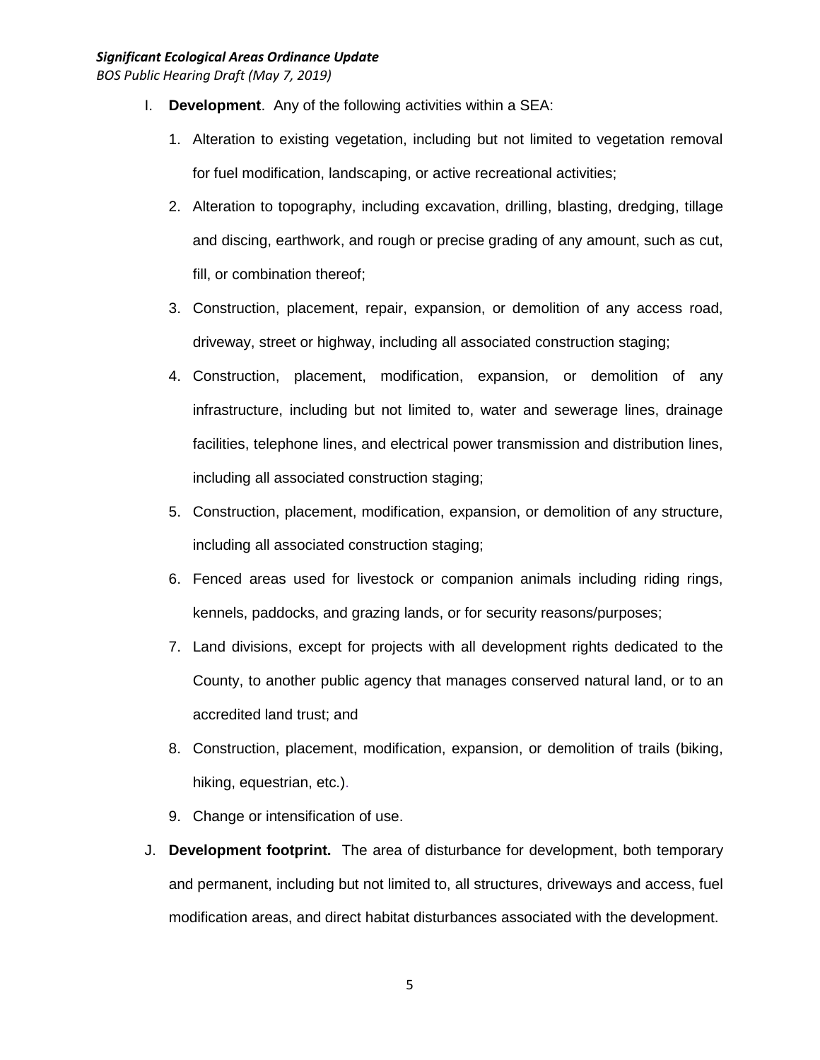I. **Development**. Any of the following activities within a SEA:

   1. Alteration to existing vegetation, including but not limited to vegetation removal for fuel modification, landscaping, or active recreational activities;
   2. Alteration to topography, including excavation, drilling, blasting, dredging, tillage and discing, earthwork, and rough or precise grading of any amount, such as cut, fill, or combination thereof;
   3. Construction, placement, repair, expansion, or demolition of any access road, driveway, street or highway, including all associated construction staging;
   4. Construction, placement, modification, expansion, or demolition of any infrastructure, including but not limited to, water and sewerage lines, drainage facilities, telephone lines, and electrical power transmission and distribution lines, including all associated construction staging;
   5. Construction, placement, modification, expansion, or demolition of any structure, including all associated construction staging;
   6. Fenced areas used for livestock or companion animals including riding rings, kennels, paddocks, and grazing lands, or for security reasons/purposes;
   7. Land divisions, except for projects with all development rights dedicated to the County, to another public agency that manages conserved natural land, or to an accredited land trust; and
   8. Construction, placement, modification, expansion, or demolition of trails (biking, hiking, equestrian, etc.).
   9. Change or intensification of use.

J. **Development footprint.** The area of disturbance for development, both temporary and permanent, including but not limited to, all structures, driveways and access, fuel modification areas, and direct habitat disturbances associated with the development.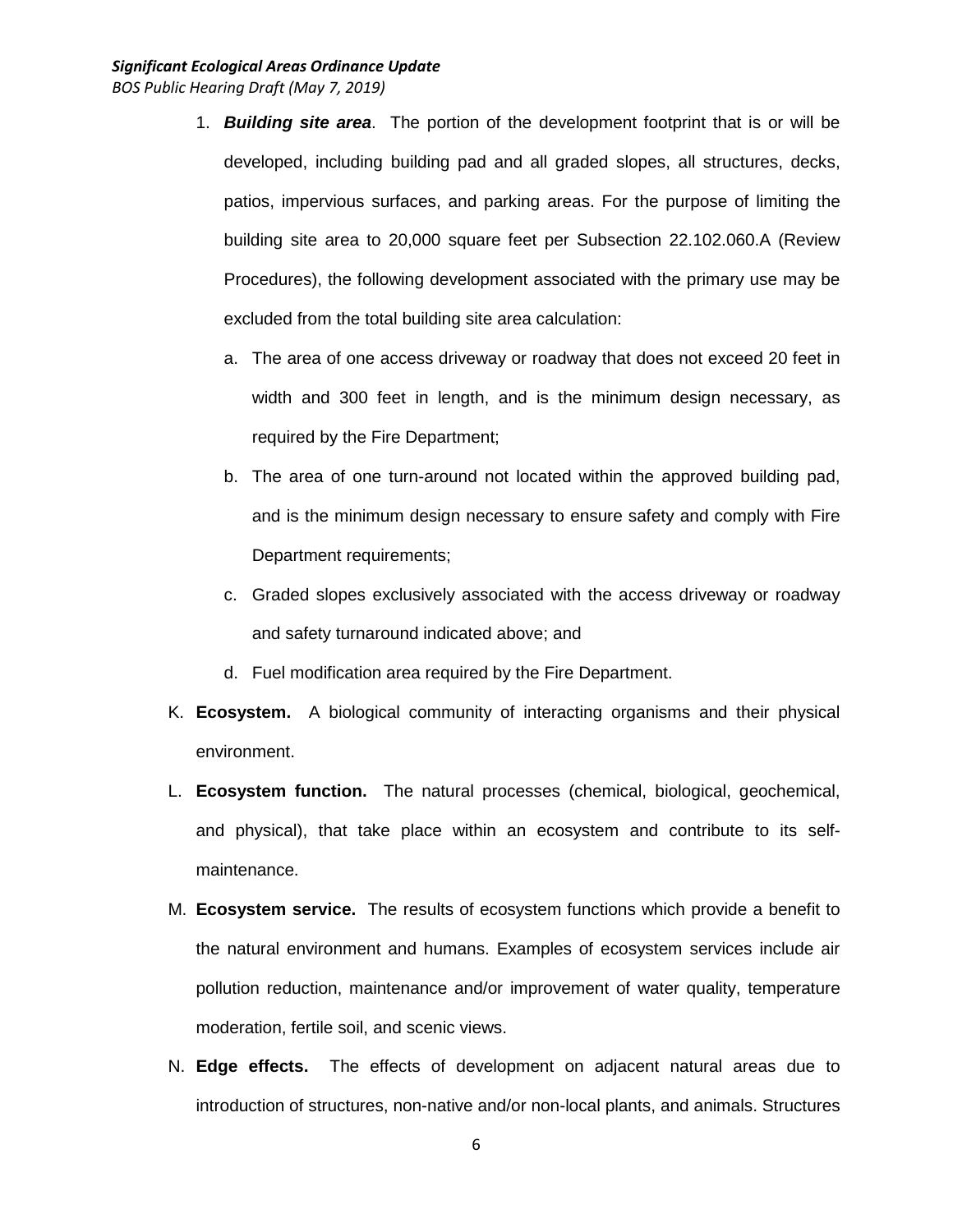1. ***Building site area***. The portion of the development footprint that is or will be developed, including building pad and all graded slopes, all structures, decks, patios, impervious surfaces, and parking areas. For the purpose of limiting the building site area to 20,000 square feet per Subsection 22.102.060.A (Review Procedures), the following development associated with the primary use may be excluded from the total building site area calculation:
   a. The area of one access driveway or roadway that does not exceed 20 feet in width and 300 feet in length, and is the minimum design necessary, as required by the Fire Department;
   b. The area of one turn-around not located within the approved building pad, and is the minimum design necessary to ensure safety and comply with Fire Department requirements;
   c. Graded slopes exclusively associated with the access driveway or roadway and safety turnaround indicated above; and
   d. Fuel modification area required by the Fire Department.

K. **Ecosystem.** A biological community of interacting organisms and their physical environment.

L. **Ecosystem function.** The natural processes (chemical, biological, geochemical, and physical), that take place within an ecosystem and contribute to its self-maintenance.

M. **Ecosystem service.** The results of ecosystem functions which provide a benefit to the natural environment and humans. Examples of ecosystem services include air pollution reduction, maintenance and/or improvement of water quality, temperature moderation, fertile soil, and scenic views.

N. **Edge effects.** The effects of development on adjacent natural areas due to introduction of structures, non-native and/or non-local plants, and animals. Structures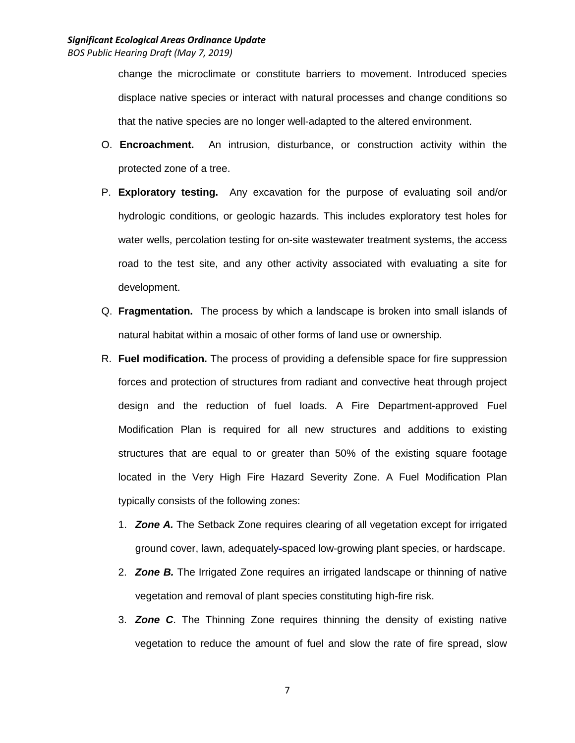change the microclimate or constitute barriers to movement. Introduced species displace native species or interact with natural processes and change conditions so that the native species are no longer well-adapted to the altered environment.

O. **Encroachment.** An intrusion, disturbance, or construction activity within the protected zone of a tree.

P. **Exploratory testing.** Any excavation for the purpose of evaluating soil and/or hydrologic conditions, or geologic hazards. This includes exploratory test holes for water wells, percolation testing for on-site wastewater treatment systems, the access road to the test site, and any other activity associated with evaluating a site for development.

Q. **Fragmentation.** The process by which a landscape is broken into small islands of natural habitat within a mosaic of other forms of land use or ownership.

R. **Fuel modification.** The process of providing a defensible space for fire suppression forces and protection of structures from radiant and convective heat through project design and the reduction of fuel loads. A Fire Department-approved Fuel Modification Plan is required for all new structures and additions to existing structures that are equal to or greater than 50% of the existing square footage located in the Very High Fire Hazard Severity Zone. A Fuel Modification Plan typically consists of the following zones:

1. ***Zone A.*** The Setback Zone requires clearing of all vegetation except for irrigated ground cover, lawn, adequately-spaced low-growing plant species, or hardscape.
2. ***Zone B.*** The Irrigated Zone requires an irrigated landscape or thinning of native vegetation and removal of plant species constituting high-fire risk.
3. ***Zone C***. The Thinning Zone requires thinning the density of existing native vegetation to reduce the amount of fuel and slow the rate of fire spread, slow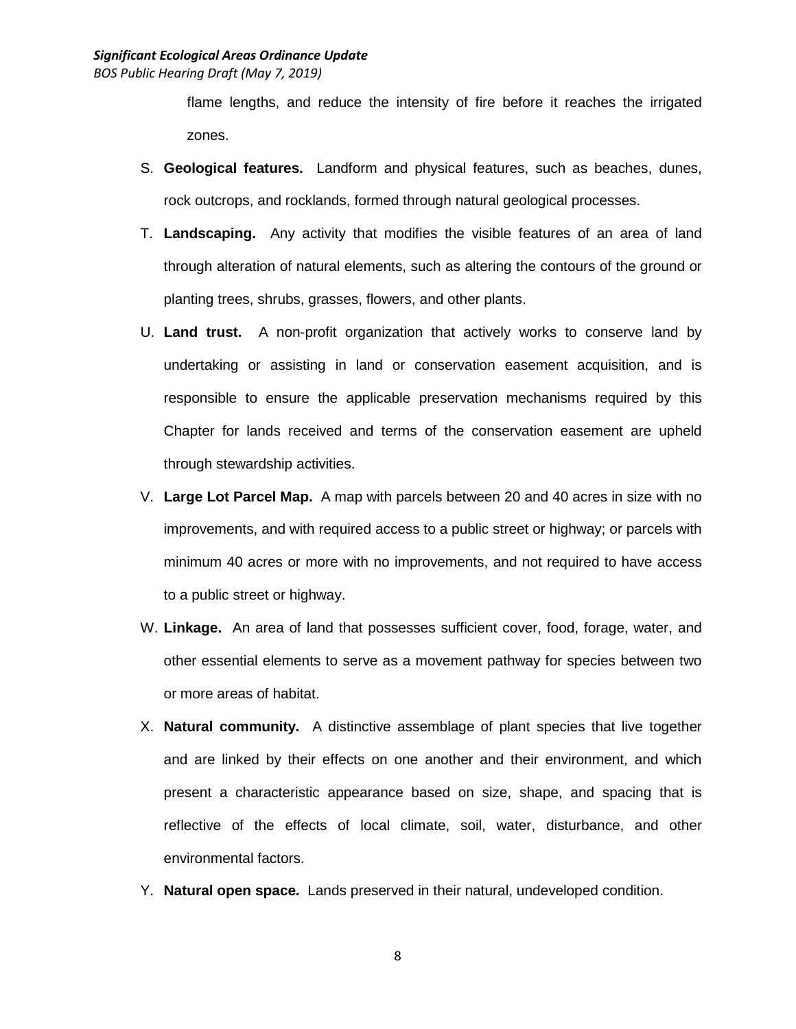flame lengths, and reduce the intensity of fire before it reaches the irrigated zones.

S. **Geological features.** Landform and physical features, such as beaches, dunes, rock outcrops, and rocklands, formed through natural geological processes.

T. **Landscaping.** Any activity that modifies the visible features of an area of land through alteration of natural elements, such as altering the contours of the ground or planting trees, shrubs, grasses, flowers, and other plants.

U. **Land trust.** A non-profit organization that actively works to conserve land by undertaking or assisting in land or conservation easement acquisition, and is responsible to ensure the applicable preservation mechanisms required by this Chapter for lands received and terms of the conservation easement are upheld through stewardship activities.

V. **Large Lot Parcel Map.** A map with parcels between 20 and 40 acres in size with no improvements, and with required access to a public street or highway; or parcels with minimum 40 acres or more with no improvements, and not required to have access to a public street or highway.

W. **Linkage.** An area of land that possesses sufficient cover, food, forage, water, and other essential elements to serve as a movement pathway for species between two or more areas of habitat.

X. **Natural community.** A distinctive assemblage of plant species that live together and are linked by their effects on one another and their environment, and which present a characteristic appearance based on size, shape, and spacing that is reflective of the effects of local climate, soil, water, disturbance, and other environmental factors.

Y. **Natural open space.** Lands preserved in their natural, undeveloped condition.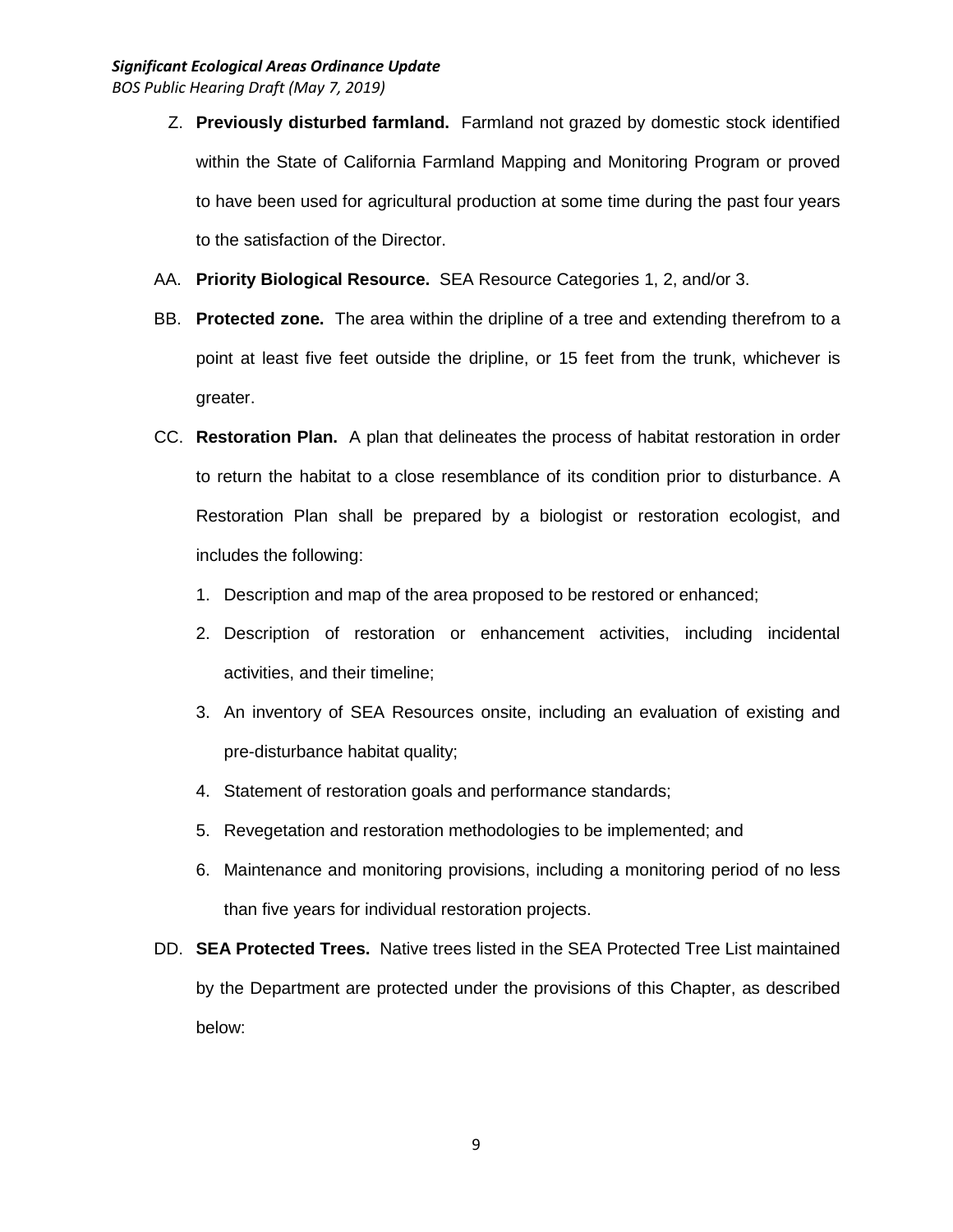Z. **Previously disturbed farmland.** Farmland not grazed by domestic stock identified within the State of California Farmland Mapping and Monitoring Program or proved to have been used for agricultural production at some time during the past four years to the satisfaction of the Director.

AA. **Priority Biological Resource.** SEA Resource Categories 1, 2, and/or 3.

BB. **Protected zone.** The area within the dripline of a tree and extending therefrom to a point at least five feet outside the dripline, or 15 feet from the trunk, whichever is greater.

CC. **Restoration Plan.** A plan that delineates the process of habitat restoration in order to return the habitat to a close resemblance of its condition prior to disturbance. A Restoration Plan shall be prepared by a biologist or restoration ecologist, and includes the following:

1. Description and map of the area proposed to be restored or enhanced;
2. Description of restoration or enhancement activities, including incidental activities, and their timeline;
3. An inventory of SEA Resources onsite, including an evaluation of existing and pre-disturbance habitat quality;
4. Statement of restoration goals and performance standards;
5. Revegetation and restoration methodologies to be implemented; and
6. Maintenance and monitoring provisions, including a monitoring period of no less than five years for individual restoration projects.

DD. **SEA Protected Trees.** Native trees listed in the SEA Protected Tree List maintained by the Department are protected under the provisions of this Chapter, as described below: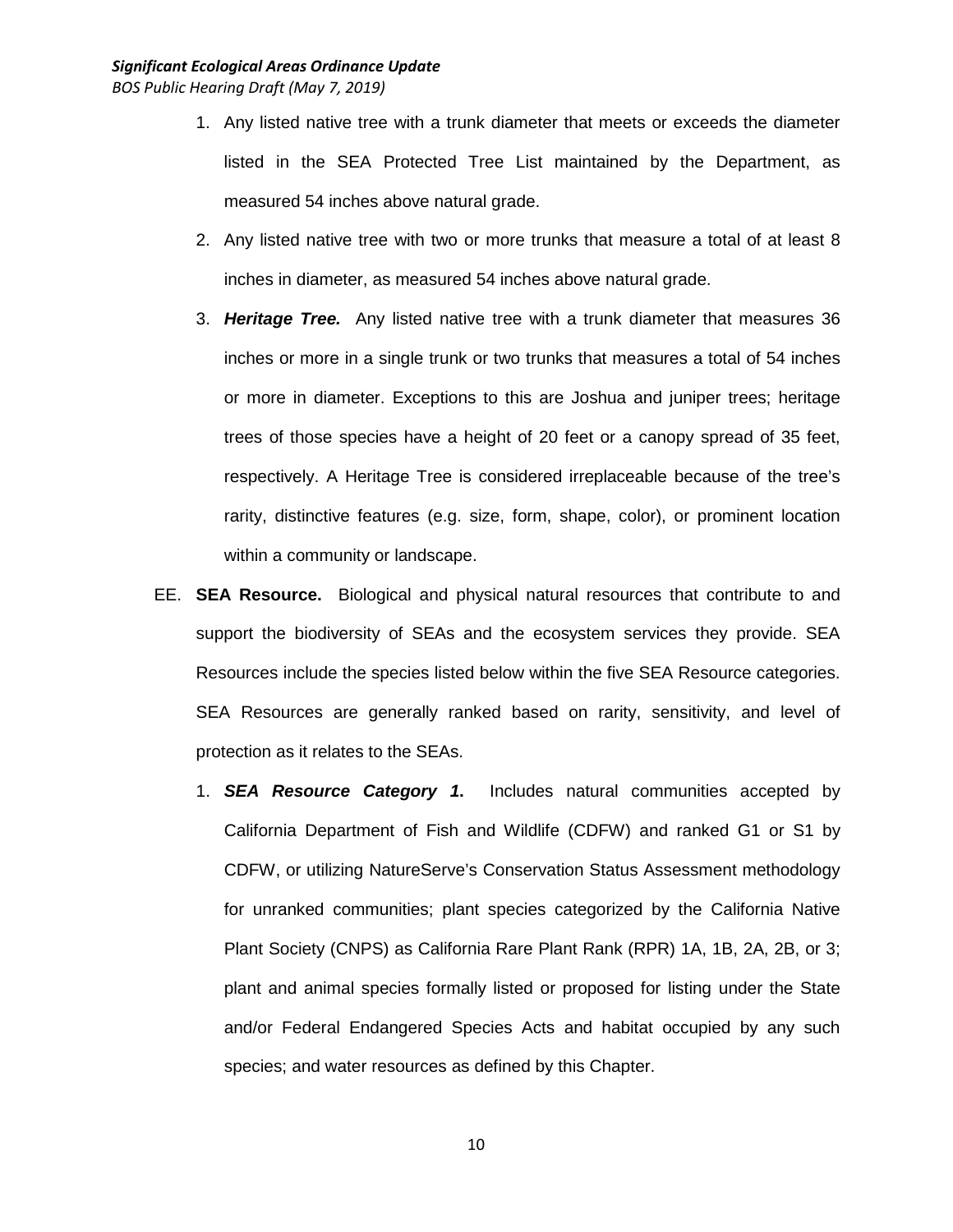1. Any listed native tree with a trunk diameter that meets or exceeds the diameter listed in the SEA Protected Tree List maintained by the Department, as measured 54 inches above natural grade.
2. Any listed native tree with two or more trunks that measure a total of at least 8 inches in diameter, as measured 54 inches above natural grade.
3. ***Heritage Tree.*** Any listed native tree with a trunk diameter that measures 36 inches or more in a single trunk or two trunks that measures a total of 54 inches or more in diameter. Exceptions to this are Joshua and juniper trees; heritage trees of those species have a height of 20 feet or a canopy spread of 35 feet, respectively. A Heritage Tree is considered irreplaceable because of the tree's rarity, distinctive features (e.g. size, form, shape, color), or prominent location within a community or landscape.

EE. **SEA Resource.** Biological and physical natural resources that contribute to and support the biodiversity of SEAs and the ecosystem services they provide. SEA Resources include the species listed below within the five SEA Resource categories. SEA Resources are generally ranked based on rarity, sensitivity, and level of protection as it relates to the SEAs.

1. ***SEA Resource Category 1*.** Includes natural communities accepted by California Department of Fish and Wildlife (CDFW) and ranked G1 or S1 by CDFW, or utilizing NatureServe's Conservation Status Assessment methodology for unranked communities; plant species categorized by the California Native Plant Society (CNPS) as California Rare Plant Rank (RPR) 1A, 1B, 2A, 2B, or 3; plant and animal species formally listed or proposed for listing under the State and/or Federal Endangered Species Acts and habitat occupied by any such species; and water resources as defined by this Chapter.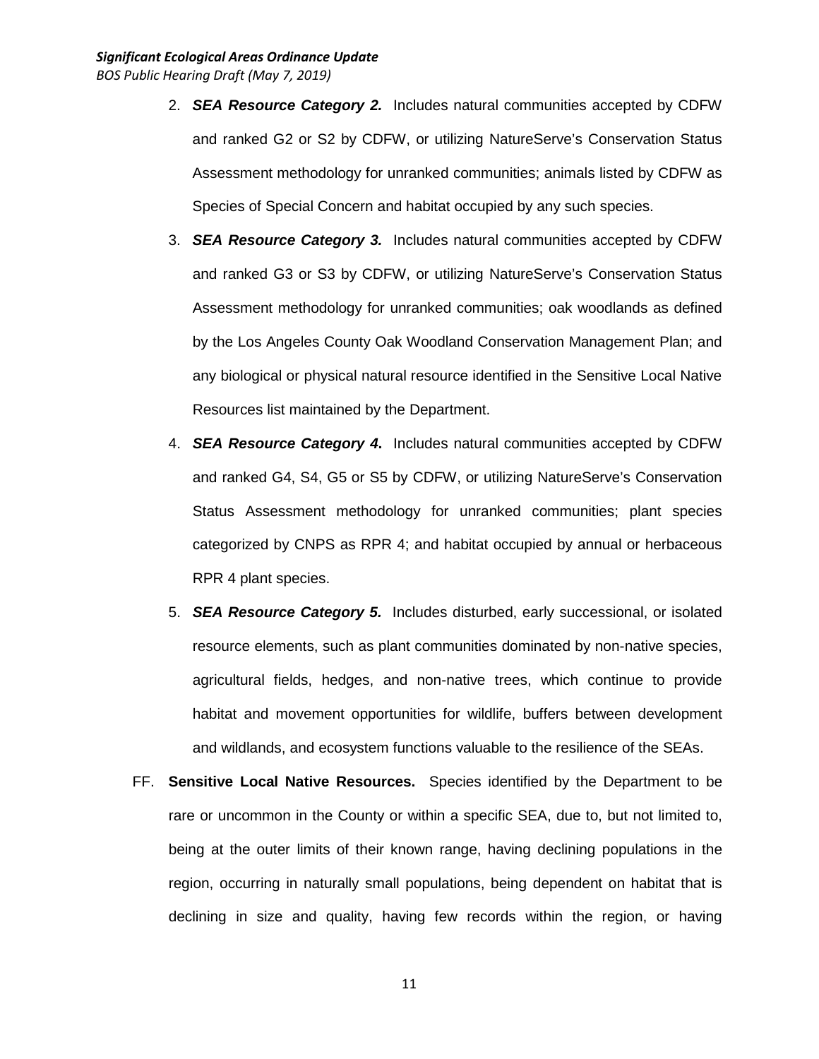2. ***SEA Resource Category 2.*** Includes natural communities accepted by CDFW and ranked G2 or S2 by CDFW, or utilizing NatureServe's Conservation Status Assessment methodology for unranked communities; animals listed by CDFW as Species of Special Concern and habitat occupied by any such species.

3. ***SEA Resource Category 3.*** Includes natural communities accepted by CDFW and ranked G3 or S3 by CDFW, or utilizing NatureServe's Conservation Status Assessment methodology for unranked communities; oak woodlands as defined by the Los Angeles County Oak Woodland Conservation Management Plan; and any biological or physical natural resource identified in the Sensitive Local Native Resources list maintained by the Department.

4. ***SEA Resource Category 4*****.** Includes natural communities accepted by CDFW and ranked G4, S4, G5 or S5 by CDFW, or utilizing NatureServe's Conservation Status Assessment methodology for unranked communities; plant species categorized by CNPS as RPR 4; and habitat occupied by annual or herbaceous RPR 4 plant species.

5. ***SEA Resource Category 5.*** Includes disturbed, early successional, or isolated resource elements, such as plant communities dominated by non-native species, agricultural fields, hedges, and non-native trees, which continue to provide habitat and movement opportunities for wildlife, buffers between development and wildlands, and ecosystem functions valuable to the resilience of the SEAs.

FF. **Sensitive Local Native Resources.** Species identified by the Department to be rare or uncommon in the County or within a specific SEA, due to, but not limited to, being at the outer limits of their known range, having declining populations in the region, occurring in naturally small populations, being dependent on habitat that is declining in size and quality, having few records within the region, or having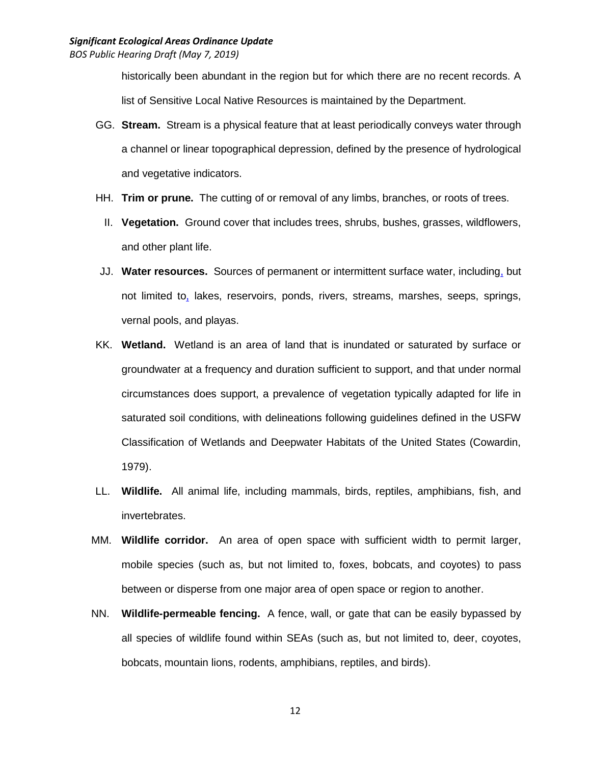historically been abundant in the region but for which there are no recent records. A list of Sensitive Local Native Resources is maintained by the Department.

GG. **Stream.** Stream is a physical feature that at least periodically conveys water through a channel or linear topographical depression, defined by the presence of hydrological and vegetative indicators.

HH. **Trim or prune.** The cutting of or removal of any limbs, branches, or roots of trees.

II. **Vegetation.** Ground cover that includes trees, shrubs, bushes, grasses, wildflowers, and other plant life.

JJ. **Water resources.** Sources of permanent or intermittent surface water, including, but not limited to, lakes, reservoirs, ponds, rivers, streams, marshes, seeps, springs, vernal pools, and playas.

KK. **Wetland.** Wetland is an area of land that is inundated or saturated by surface or groundwater at a frequency and duration sufficient to support, and that under normal circumstances does support, a prevalence of vegetation typically adapted for life in saturated soil conditions, with delineations following guidelines defined in the USFW Classification of Wetlands and Deepwater Habitats of the United States (Cowardin, 1979).

LL. **Wildlife.** All animal life, including mammals, birds, reptiles, amphibians, fish, and invertebrates.

MM. **Wildlife corridor.** An area of open space with sufficient width to permit larger, mobile species (such as, but not limited to, foxes, bobcats, and coyotes) to pass between or disperse from one major area of open space or region to another.

NN. **Wildlife-permeable fencing.** A fence, wall, or gate that can be easily bypassed by all species of wildlife found within SEAs (such as, but not limited to, deer, coyotes, bobcats, mountain lions, rodents, amphibians, reptiles, and birds).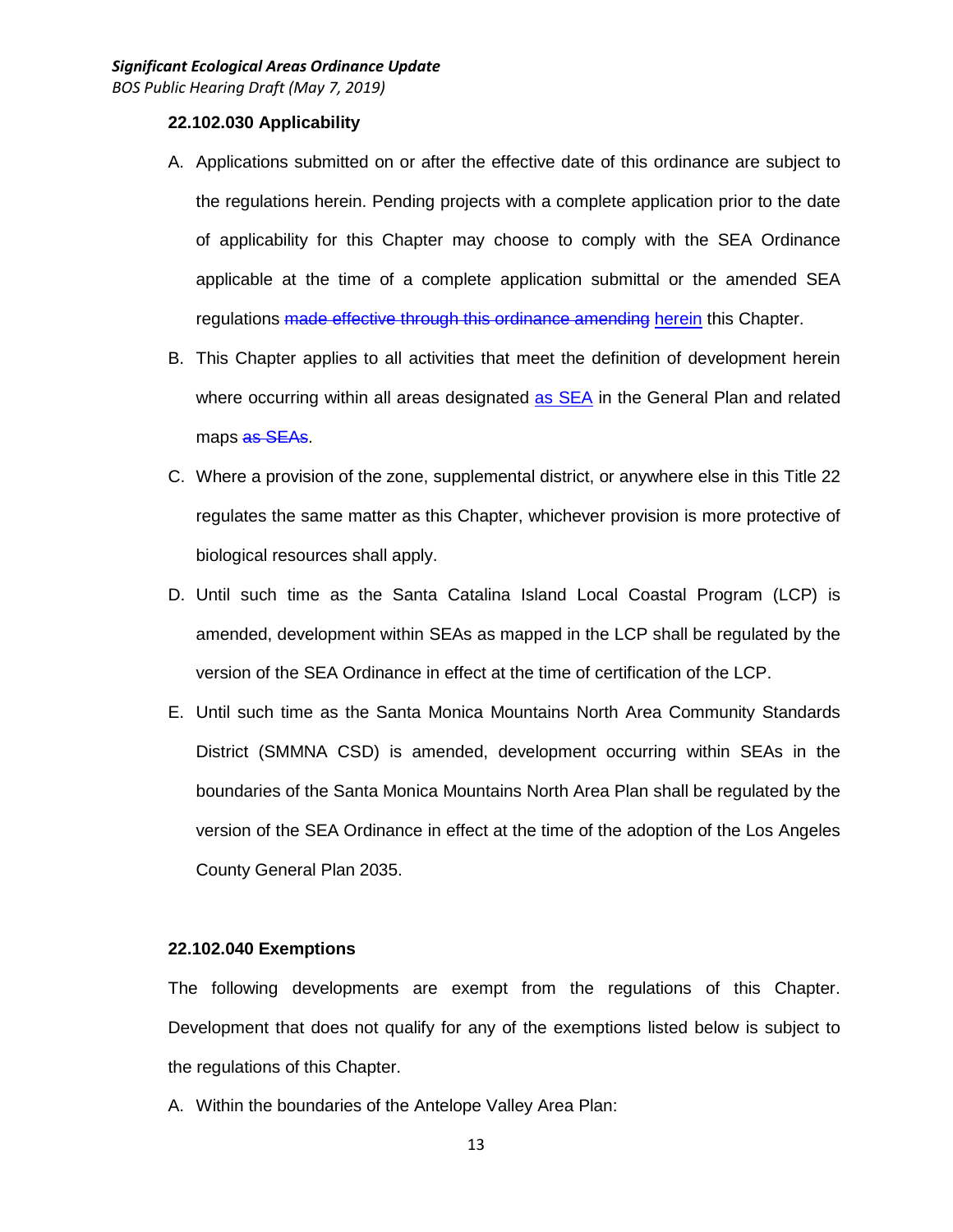**22.102.030 Applicability**

A. Applications submitted on or after the effective date of this ordinance are subject to the regulations herein. Pending projects with a complete application prior to the date of applicability for this Chapter may choose to comply with the SEA Ordinance applicable at the time of a complete application submittal or the amended SEA regulations ~~made effective through this ordinance amending~~ <u>herein</u> this Chapter.

B. This Chapter applies to all activities that meet the definition of development herein where occurring within all areas designated <u>as SEA</u> in the General Plan and related maps ~~as SEAs~~.

C. Where a provision of the zone, supplemental district, or anywhere else in this Title 22 regulates the same matter as this Chapter, whichever provision is more protective of biological resources shall apply.

D. Until such time as the Santa Catalina Island Local Coastal Program (LCP) is amended, development within SEAs as mapped in the LCP shall be regulated by the version of the SEA Ordinance in effect at the time of certification of the LCP.

E. Until such time as the Santa Monica Mountains North Area Community Standards District (SMMNA CSD) is amended, development occurring within SEAs in the boundaries of the Santa Monica Mountains North Area Plan shall be regulated by the version of the SEA Ordinance in effect at the time of the adoption of the Los Angeles County General Plan 2035.

**22.102.040 Exemptions**

The following developments are exempt from the regulations of this Chapter. Development that does not qualify for any of the exemptions listed below is subject to the regulations of this Chapter.

A. Within the boundaries of the Antelope Valley Area Plan: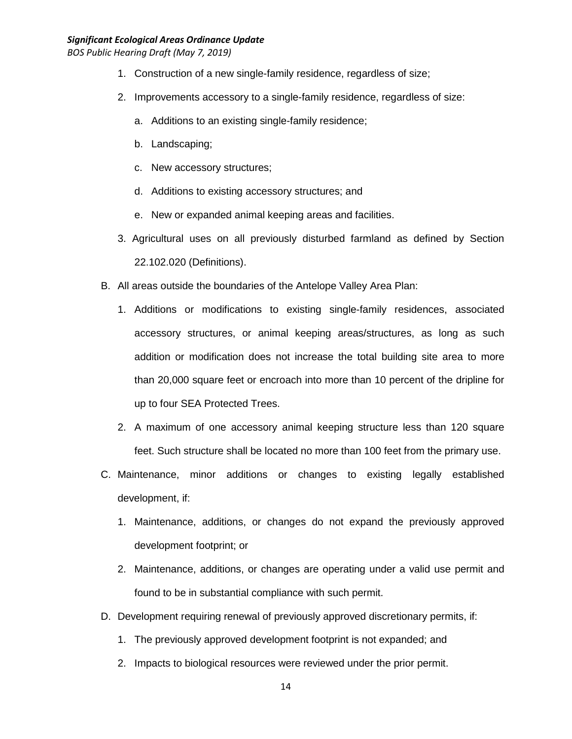1. Construction of a new single-family residence, regardless of size;
2. Improvements accessory to a single-family residence, regardless of size:
    a. Additions to an existing single-family residence;
    b. Landscaping;
    c. New accessory structures;
    d. Additions to existing accessory structures; and
    e. New or expanded animal keeping areas and facilities.
3. Agricultural uses on all previously disturbed farmland as defined by Section 22.102.020 (Definitions).

B. All areas outside the boundaries of the Antelope Valley Area Plan:

1. Additions or modifications to existing single-family residences, associated accessory structures, or animal keeping areas/structures, as long as such addition or modification does not increase the total building site area to more than 20,000 square feet or encroach into more than 10 percent of the dripline for up to four SEA Protected Trees.
2. A maximum of one accessory animal keeping structure less than 120 square feet. Such structure shall be located no more than 100 feet from the primary use.

C. Maintenance, minor additions or changes to existing legally established development, if:

1. Maintenance, additions, or changes do not expand the previously approved development footprint; or
2. Maintenance, additions, or changes are operating under a valid use permit and found to be in substantial compliance with such permit.

D. Development requiring renewal of previously approved discretionary permits, if:

1. The previously approved development footprint is not expanded; and
2. Impacts to biological resources were reviewed under the prior permit.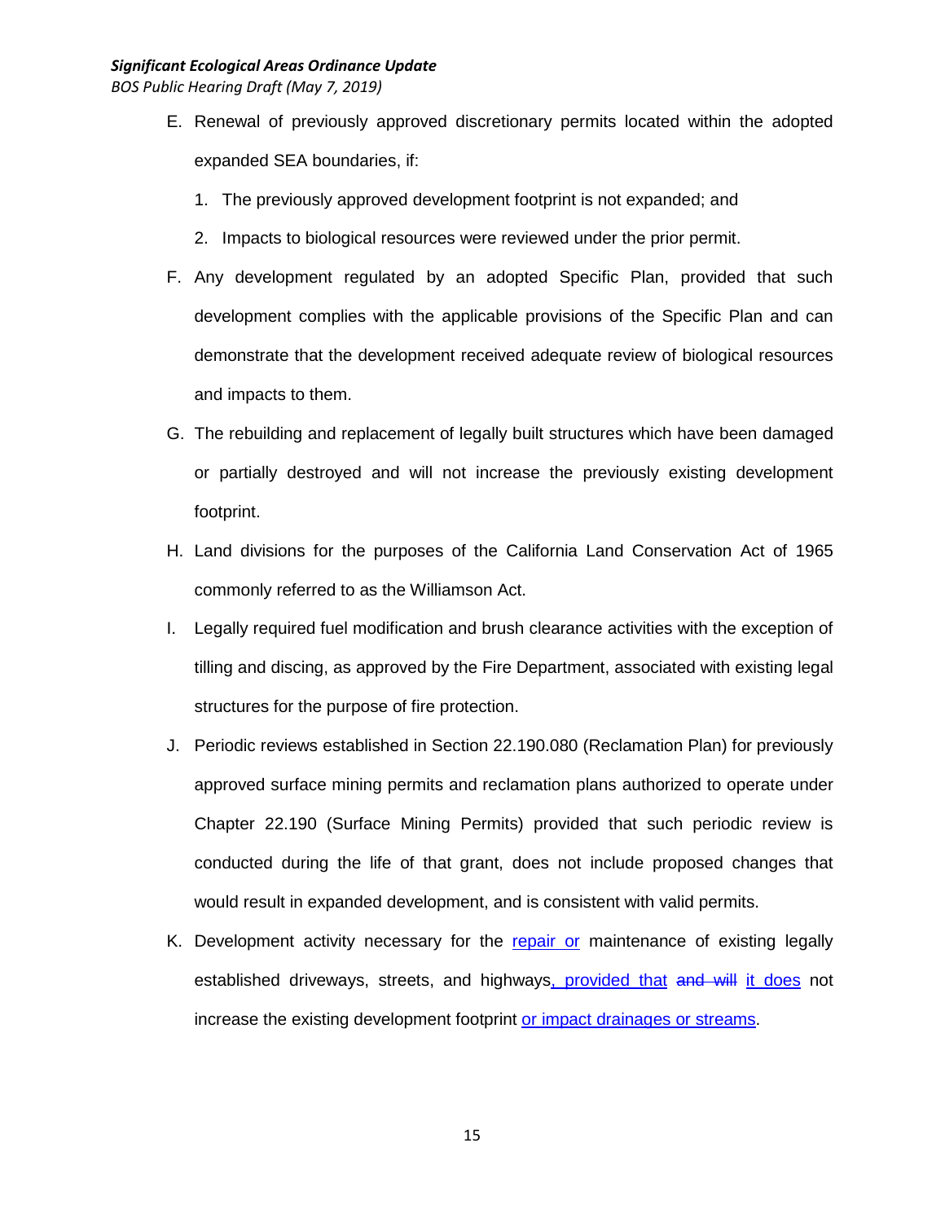E. Renewal of previously approved discretionary permits located within the adopted expanded SEA boundaries, if:

   1. The previously approved development footprint is not expanded; and

   2. Impacts to biological resources were reviewed under the prior permit.

F. Any development regulated by an adopted Specific Plan, provided that such development complies with the applicable provisions of the Specific Plan and can demonstrate that the development received adequate review of biological resources and impacts to them.

G. The rebuilding and replacement of legally built structures which have been damaged or partially destroyed and will not increase the previously existing development footprint.

H. Land divisions for the purposes of the California Land Conservation Act of 1965 commonly referred to as the Williamson Act.

I. Legally required fuel modification and brush clearance activities with the exception of tilling and discing, as approved by the Fire Department, associated with existing legal structures for the purpose of fire protection.

J. Periodic reviews established in Section 22.190.080 (Reclamation Plan) for previously approved surface mining permits and reclamation plans authorized to operate under Chapter 22.190 (Surface Mining Permits) provided that such periodic review is conducted during the life of that grant, does not include proposed changes that would result in expanded development, and is consistent with valid permits.

K. Development activity necessary for the repair or maintenance of existing legally established driveways, streets, and highways, provided that ~~and will~~ it does not increase the existing development footprint or impact drainages or streams.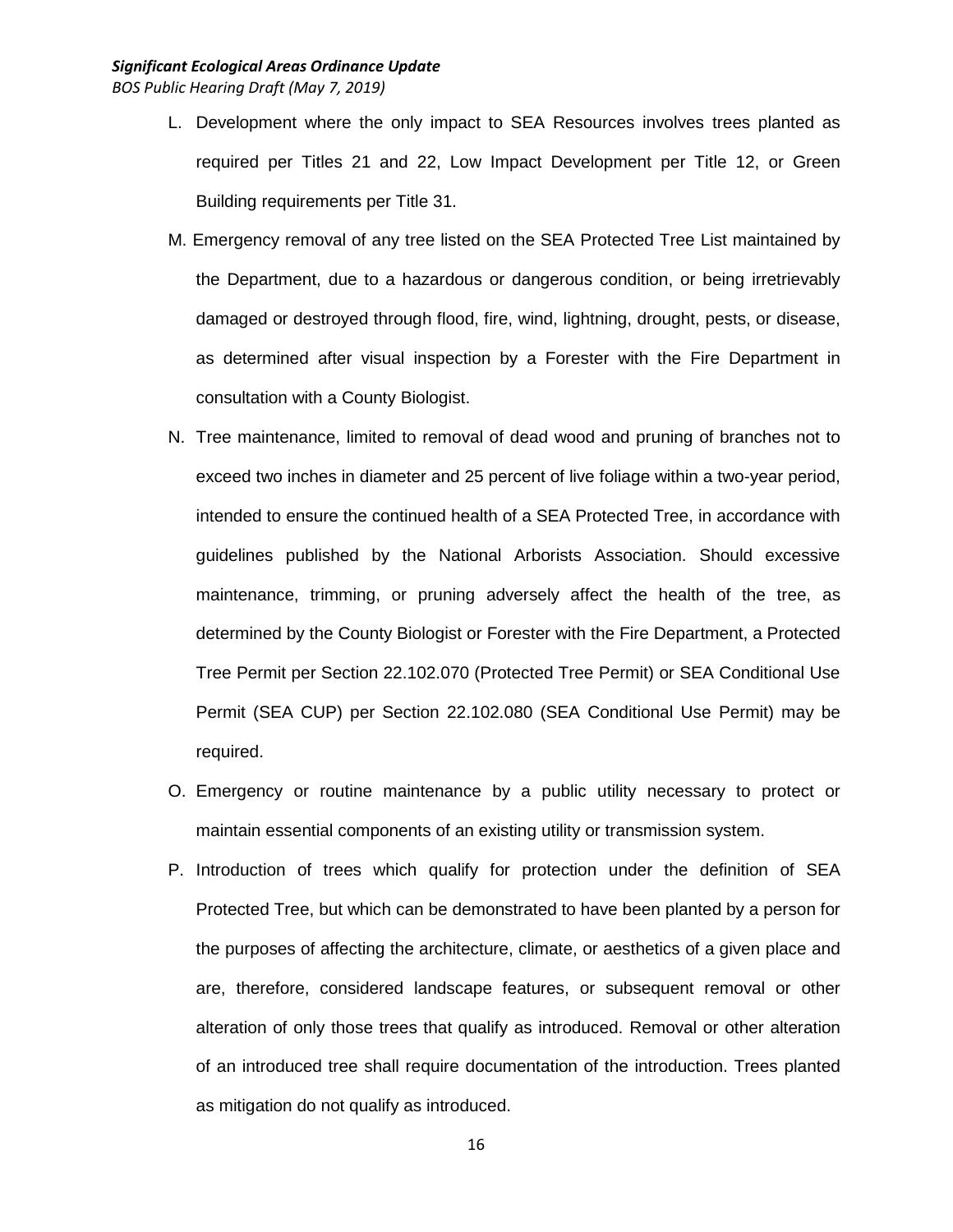L. Development where the only impact to SEA Resources involves trees planted as required per Titles 21 and 22, Low Impact Development per Title 12, or Green Building requirements per Title 31.

M. Emergency removal of any tree listed on the SEA Protected Tree List maintained by the Department, due to a hazardous or dangerous condition, or being irretrievably damaged or destroyed through flood, fire, wind, lightning, drought, pests, or disease, as determined after visual inspection by a Forester with the Fire Department in consultation with a County Biologist.

N. Tree maintenance, limited to removal of dead wood and pruning of branches not to exceed two inches in diameter and 25 percent of live foliage within a two-year period, intended to ensure the continued health of a SEA Protected Tree, in accordance with guidelines published by the National Arborists Association. Should excessive maintenance, trimming, or pruning adversely affect the health of the tree, as determined by the County Biologist or Forester with the Fire Department, a Protected Tree Permit per Section 22.102.070 (Protected Tree Permit) or SEA Conditional Use Permit (SEA CUP) per Section 22.102.080 (SEA Conditional Use Permit) may be required.

O. Emergency or routine maintenance by a public utility necessary to protect or maintain essential components of an existing utility or transmission system.

P. Introduction of trees which qualify for protection under the definition of SEA Protected Tree, but which can be demonstrated to have been planted by a person for the purposes of affecting the architecture, climate, or aesthetics of a given place and are, therefore, considered landscape features, or subsequent removal or other alteration of only those trees that qualify as introduced. Removal or other alteration of an introduced tree shall require documentation of the introduction. Trees planted as mitigation do not qualify as introduced.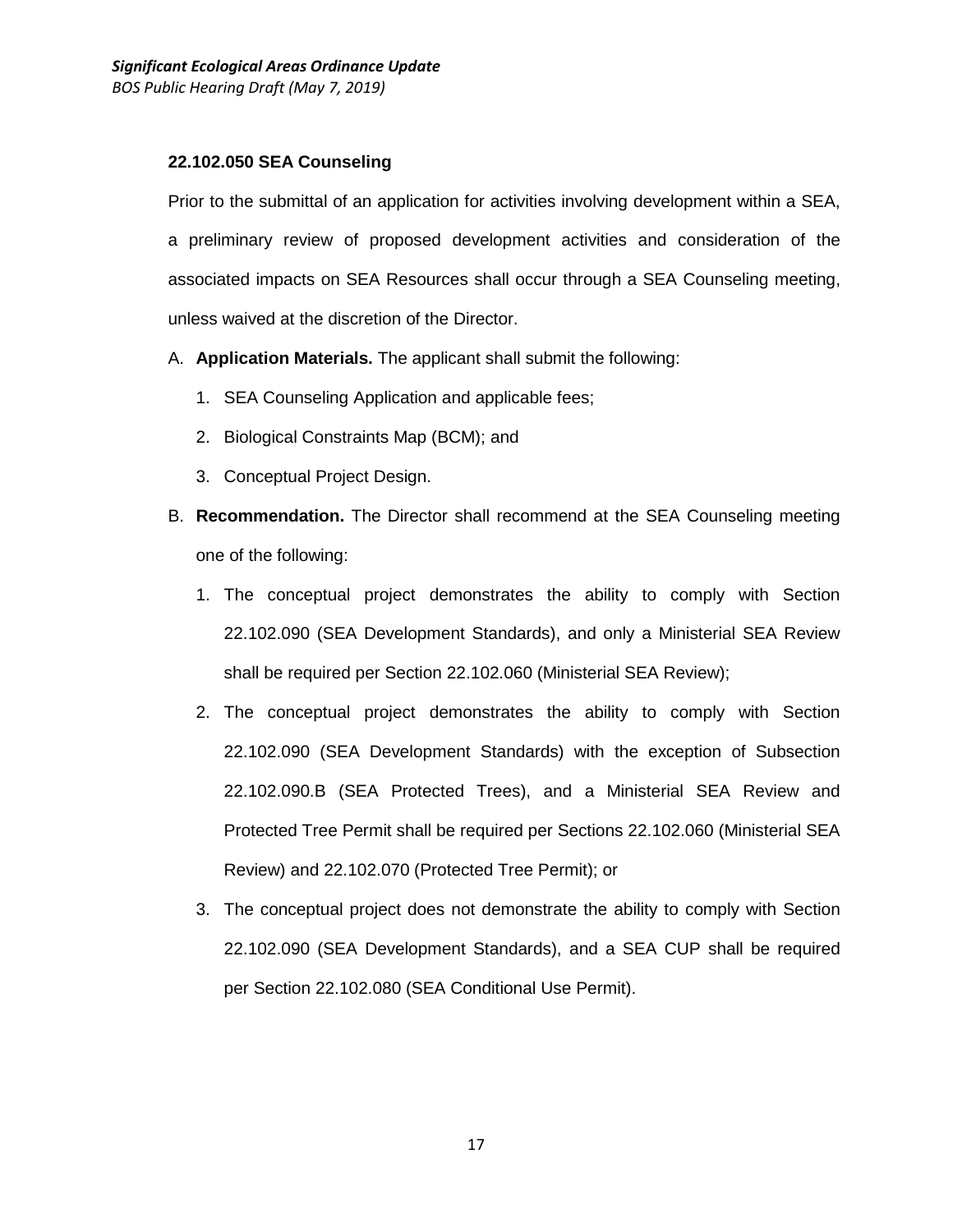### 22.102.050 SEA Counseling

Prior to the submittal of an application for activities involving development within a SEA, a preliminary review of proposed development activities and consideration of the associated impacts on SEA Resources shall occur through a SEA Counseling meeting, unless waived at the discretion of the Director.

A. **Application Materials.** The applicant shall submit the following:

   1. SEA Counseling Application and applicable fees;
   2. Biological Constraints Map (BCM); and
   3. Conceptual Project Design.

B. **Recommendation.** The Director shall recommend at the SEA Counseling meeting one of the following:

   1. The conceptual project demonstrates the ability to comply with Section 22.102.090 (SEA Development Standards), and only a Ministerial SEA Review shall be required per Section 22.102.060 (Ministerial SEA Review);
   2. The conceptual project demonstrates the ability to comply with Section 22.102.090 (SEA Development Standards) with the exception of Subsection 22.102.090.B (SEA Protected Trees), and a Ministerial SEA Review and Protected Tree Permit shall be required per Sections 22.102.060 (Ministerial SEA Review) and 22.102.070 (Protected Tree Permit); or
   3. The conceptual project does not demonstrate the ability to comply with Section 22.102.090 (SEA Development Standards), and a SEA CUP shall be required per Section 22.102.080 (SEA Conditional Use Permit).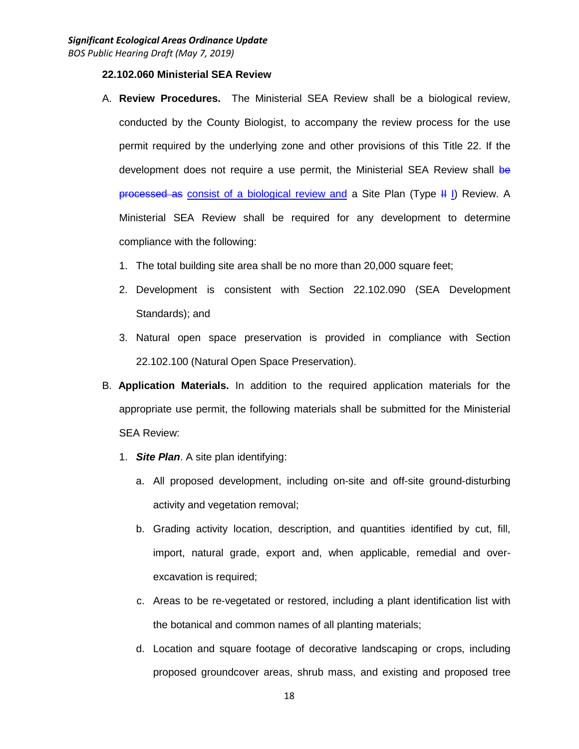### 22.102.060 Ministerial SEA Review

A. **Review Procedures.** The Ministerial SEA Review shall be a biological review, conducted by the County Biologist, to accompany the review process for the use permit required by the underlying zone and other provisions of this Title 22. If the development does not require a use permit, the Ministerial SEA Review shall ~~be processed as~~ <u>consist of a biological review and</u> a Site Plan (Type ~~II~~ <u>I</u>) Review. A Ministerial SEA Review shall be required for any development to determine compliance with the following:

   1. The total building site area shall be no more than 20,000 square feet;
   2. Development is consistent with Section 22.102.090 (SEA Development Standards); and
   3. Natural open space preservation is provided in compliance with Section 22.102.100 (Natural Open Space Preservation).

B. **Application Materials.** In addition to the required application materials for the appropriate use permit, the following materials shall be submitted for the Ministerial SEA Review:

   1. ***Site Plan***. A site plan identifying:
      a. All proposed development, including on-site and off-site ground-disturbing activity and vegetation removal;
      b. Grading activity location, description, and quantities identified by cut, fill, import, natural grade, export and, when applicable, remedial and over-excavation is required;
      c. Areas to be re-vegetated or restored, including a plant identification list with the botanical and common names of all planting materials;
      d. Location and square footage of decorative landscaping or crops, including proposed groundcover areas, shrub mass, and existing and proposed tree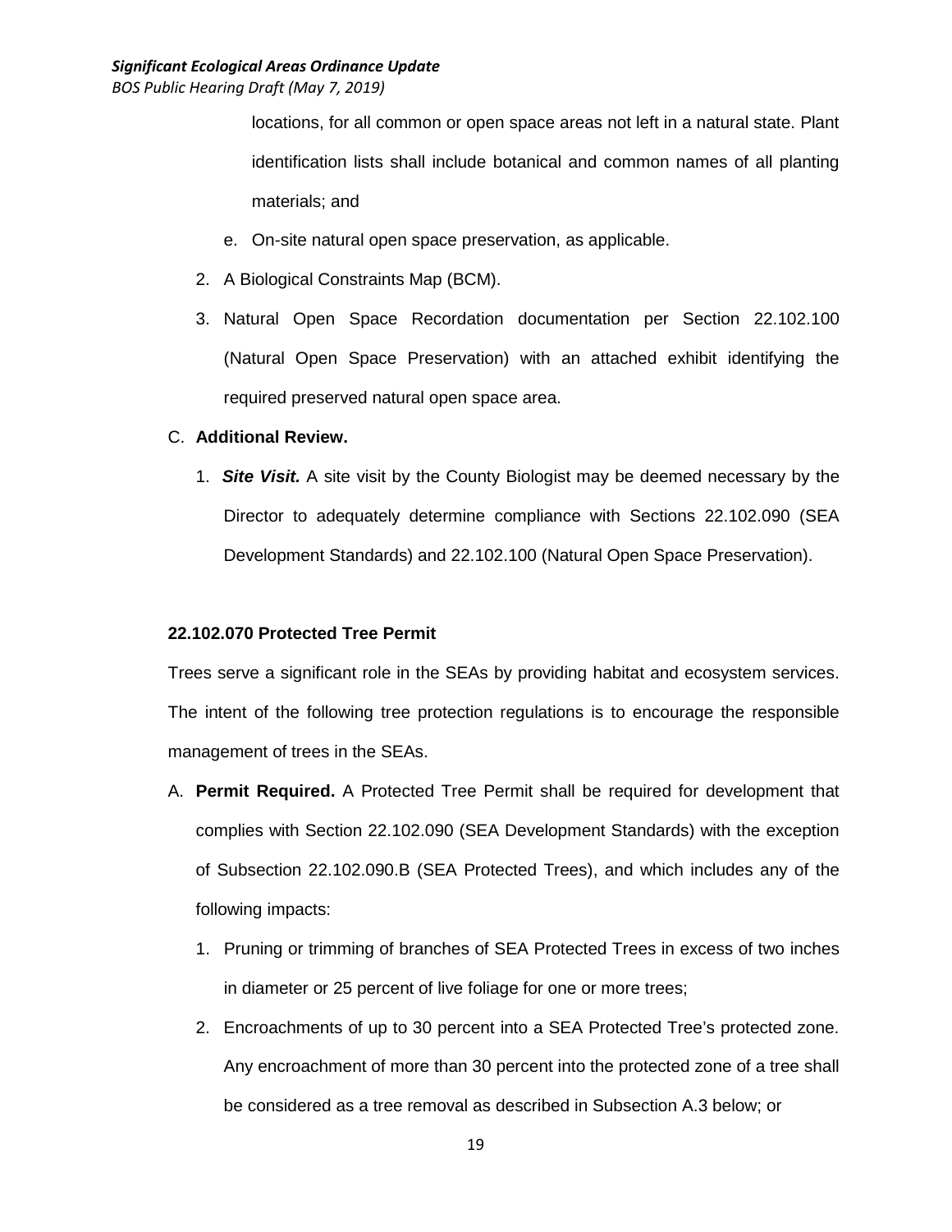locations, for all common or open space areas not left in a natural state. Plant identification lists shall include botanical and common names of all planting materials; and

e. On-site natural open space preservation, as applicable.

2. A Biological Constraints Map (BCM).

3. Natural Open Space Recordation documentation per Section 22.102.100 (Natural Open Space Preservation) with an attached exhibit identifying the required preserved natural open space area.

C. **Additional Review.**

1. ***Site Visit.*** A site visit by the County Biologist may be deemed necessary by the Director to adequately determine compliance with Sections 22.102.090 (SEA Development Standards) and 22.102.100 (Natural Open Space Preservation).

**22.102.070 Protected Tree Permit**

Trees serve a significant role in the SEAs by providing habitat and ecosystem services. The intent of the following tree protection regulations is to encourage the responsible management of trees in the SEAs.

A. **Permit Required.** A Protected Tree Permit shall be required for development that complies with Section 22.102.090 (SEA Development Standards) with the exception of Subsection 22.102.090.B (SEA Protected Trees), and which includes any of the following impacts:

1. Pruning or trimming of branches of SEA Protected Trees in excess of two inches in diameter or 25 percent of live foliage for one or more trees;

2. Encroachments of up to 30 percent into a SEA Protected Tree's protected zone. Any encroachment of more than 30 percent into the protected zone of a tree shall be considered as a tree removal as described in Subsection A.3 below; or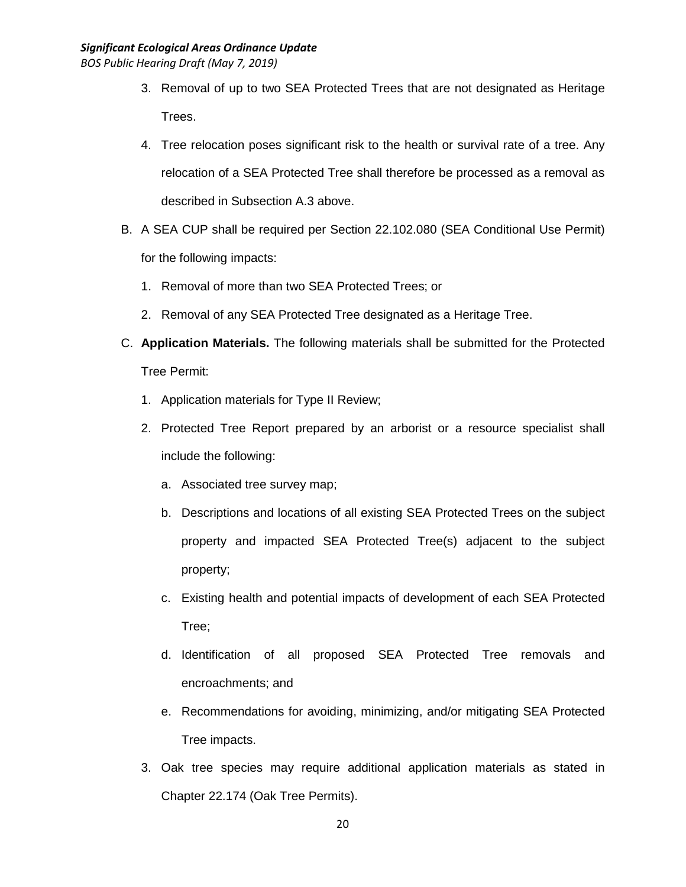3. Removal of up to two SEA Protected Trees that are not designated as Heritage Trees.
4. Tree relocation poses significant risk to the health or survival rate of a tree. Any relocation of a SEA Protected Tree shall therefore be processed as a removal as described in Subsection A.3 above.

B. A SEA CUP shall be required per Section 22.102.080 (SEA Conditional Use Permit) for the following impacts:

   1. Removal of more than two SEA Protected Trees; or
   2. Removal of any SEA Protected Tree designated as a Heritage Tree.

C. **Application Materials.** The following materials shall be submitted for the Protected Tree Permit:

   1. Application materials for Type II Review;
   2. Protected Tree Report prepared by an arborist or a resource specialist shall include the following:
      a. Associated tree survey map;
      b. Descriptions and locations of all existing SEA Protected Trees on the subject property and impacted SEA Protected Tree(s) adjacent to the subject property;
      c. Existing health and potential impacts of development of each SEA Protected Tree;
      d. Identification of all proposed SEA Protected Tree removals and encroachments; and
      e. Recommendations for avoiding, minimizing, and/or mitigating SEA Protected Tree impacts.
   3. Oak tree species may require additional application materials as stated in Chapter 22.174 (Oak Tree Permits).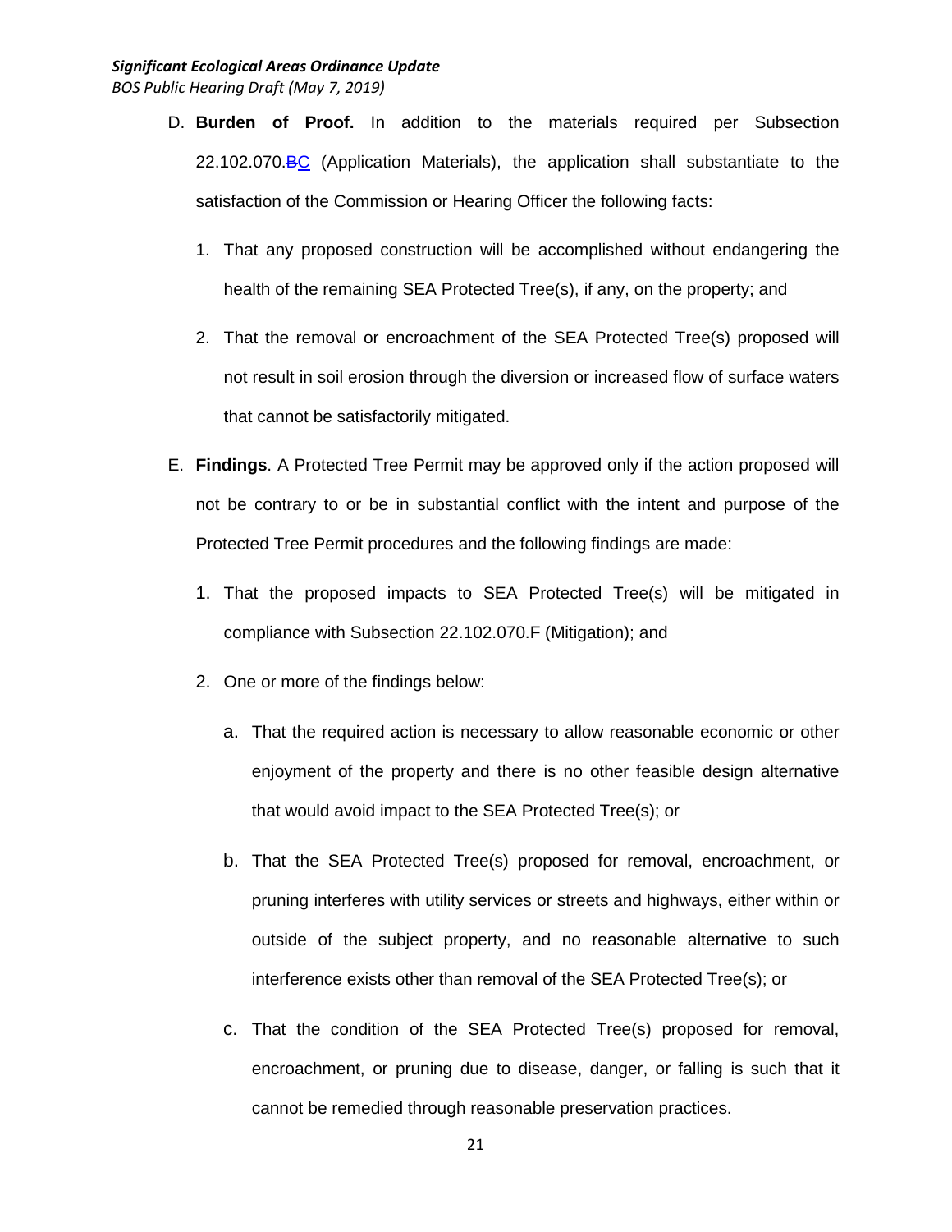D. **Burden of Proof.** In addition to the materials required per Subsection 22.102.070.~~B~~C (Application Materials), the application shall substantiate to the satisfaction of the Commission or Hearing Officer the following facts:

   1. That any proposed construction will be accomplished without endangering the health of the remaining SEA Protected Tree(s), if any, on the property; and

   2. That the removal or encroachment of the SEA Protected Tree(s) proposed will not result in soil erosion through the diversion or increased flow of surface waters that cannot be satisfactorily mitigated.

E. **Findings**. A Protected Tree Permit may be approved only if the action proposed will not be contrary to or be in substantial conflict with the intent and purpose of the Protected Tree Permit procedures and the following findings are made:

   1. That the proposed impacts to SEA Protected Tree(s) will be mitigated in compliance with Subsection 22.102.070.F (Mitigation); and

   2. One or more of the findings below:

      a. That the required action is necessary to allow reasonable economic or other enjoyment of the property and there is no other feasible design alternative that would avoid impact to the SEA Protected Tree(s); or

      b. That the SEA Protected Tree(s) proposed for removal, encroachment, or pruning interferes with utility services or streets and highways, either within or outside of the subject property, and no reasonable alternative to such interference exists other than removal of the SEA Protected Tree(s); or

      c. That the condition of the SEA Protected Tree(s) proposed for removal, encroachment, or pruning due to disease, danger, or falling is such that it cannot be remedied through reasonable preservation practices.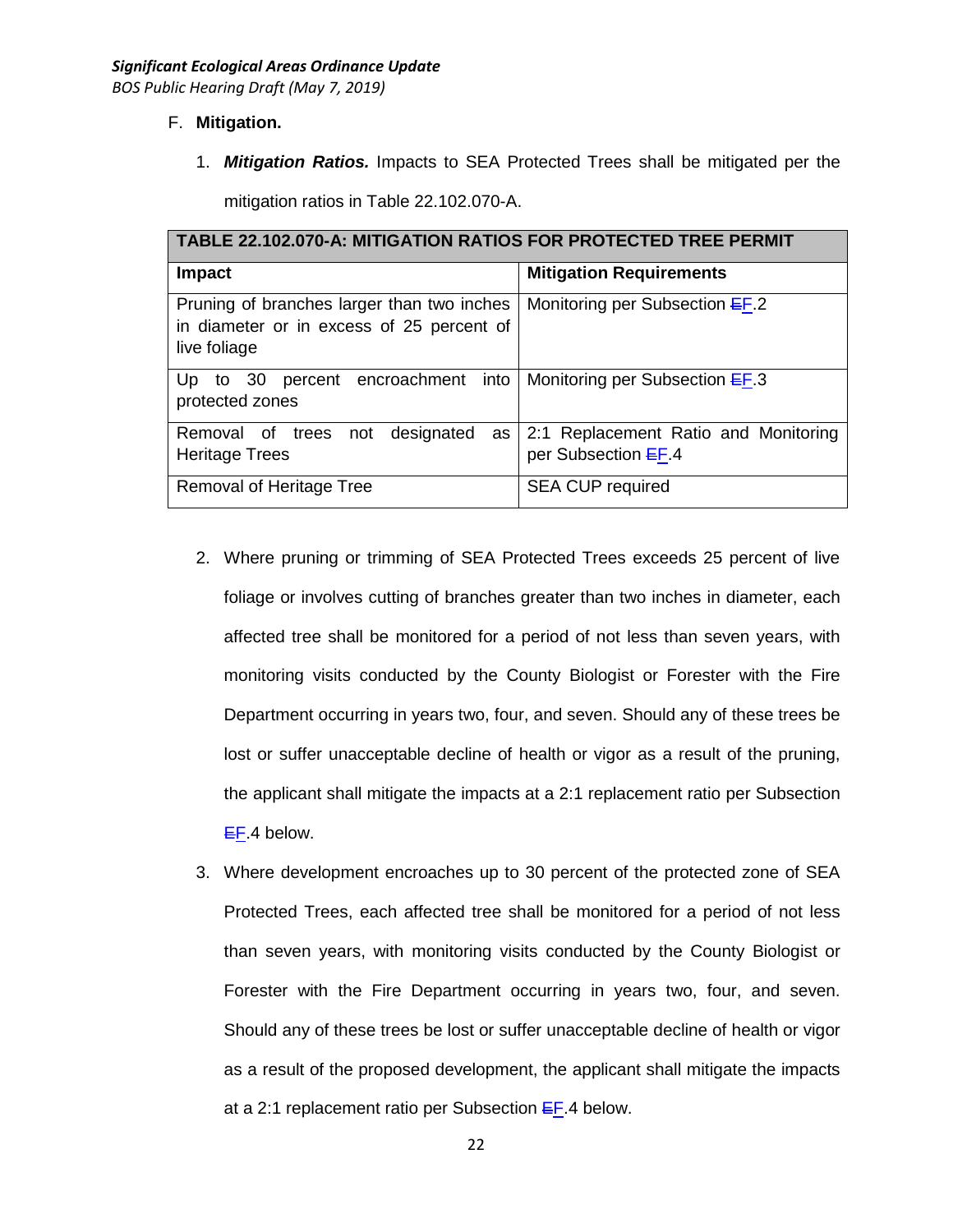F. **Mitigation.**

1. ***Mitigation Ratios.*** Impacts to SEA Protected Trees shall be mitigated per the mitigation ratios in Table 22.102.070-A.

| **TABLE 22.102.070-A: MITIGATION RATIOS FOR PROTECTED TREE PERMIT** | |
|---|---|
| **Impact** | **Mitigation Requirements** |
| Pruning of branches larger than two inches in diameter or in excess of 25 percent of live foliage | Monitoring per Subsection ~~E~~F.2 |
| Up to 30 percent encroachment into protected zones | Monitoring per Subsection ~~E~~F.3 |
| Removal of trees not designated as Heritage Trees | 2:1 Replacement Ratio and Monitoring per Subsection ~~E~~F.4 |
| Removal of Heritage Tree | SEA CUP required |

2. Where pruning or trimming of SEA Protected Trees exceeds 25 percent of live foliage or involves cutting of branches greater than two inches in diameter, each affected tree shall be monitored for a period of not less than seven years, with monitoring visits conducted by the County Biologist or Forester with the Fire Department occurring in years two, four, and seven. Should any of these trees be lost or suffer unacceptable decline of health or vigor as a result of the pruning, the applicant shall mitigate the impacts at a 2:1 replacement ratio per Subsection ~~E~~F.4 below.

3. Where development encroaches up to 30 percent of the protected zone of SEA Protected Trees, each affected tree shall be monitored for a period of not less than seven years, with monitoring visits conducted by the County Biologist or Forester with the Fire Department occurring in years two, four, and seven. Should any of these trees be lost or suffer unacceptable decline of health or vigor as a result of the proposed development, the applicant shall mitigate the impacts at a 2:1 replacement ratio per Subsection ~~E~~F.4 below.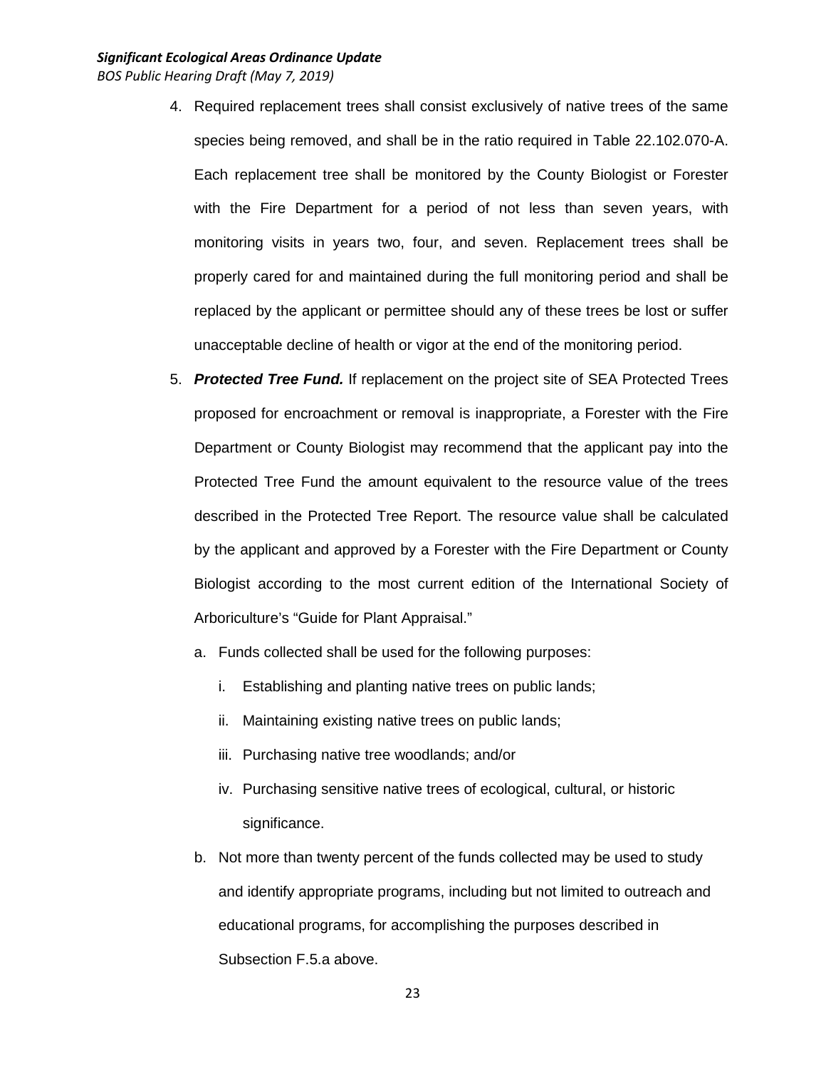4. Required replacement trees shall consist exclusively of native trees of the same species being removed, and shall be in the ratio required in Table 22.102.070-A. Each replacement tree shall be monitored by the County Biologist or Forester with the Fire Department for a period of not less than seven years, with monitoring visits in years two, four, and seven. Replacement trees shall be properly cared for and maintained during the full monitoring period and shall be replaced by the applicant or permittee should any of these trees be lost or suffer unacceptable decline of health or vigor at the end of the monitoring period.

5. ***Protected Tree Fund.*** If replacement on the project site of SEA Protected Trees proposed for encroachment or removal is inappropriate, a Forester with the Fire Department or County Biologist may recommend that the applicant pay into the Protected Tree Fund the amount equivalent to the resource value of the trees described in the Protected Tree Report. The resource value shall be calculated by the applicant and approved by a Forester with the Fire Department or County Biologist according to the most current edition of the International Society of Arboriculture's "Guide for Plant Appraisal."

   a. Funds collected shall be used for the following purposes:

      i. Establishing and planting native trees on public lands;

      ii. Maintaining existing native trees on public lands;

      iii. Purchasing native tree woodlands; and/or

      iv. Purchasing sensitive native trees of ecological, cultural, or historic significance.

   b. Not more than twenty percent of the funds collected may be used to study and identify appropriate programs, including but not limited to outreach and educational programs, for accomplishing the purposes described in Subsection F.5.a above.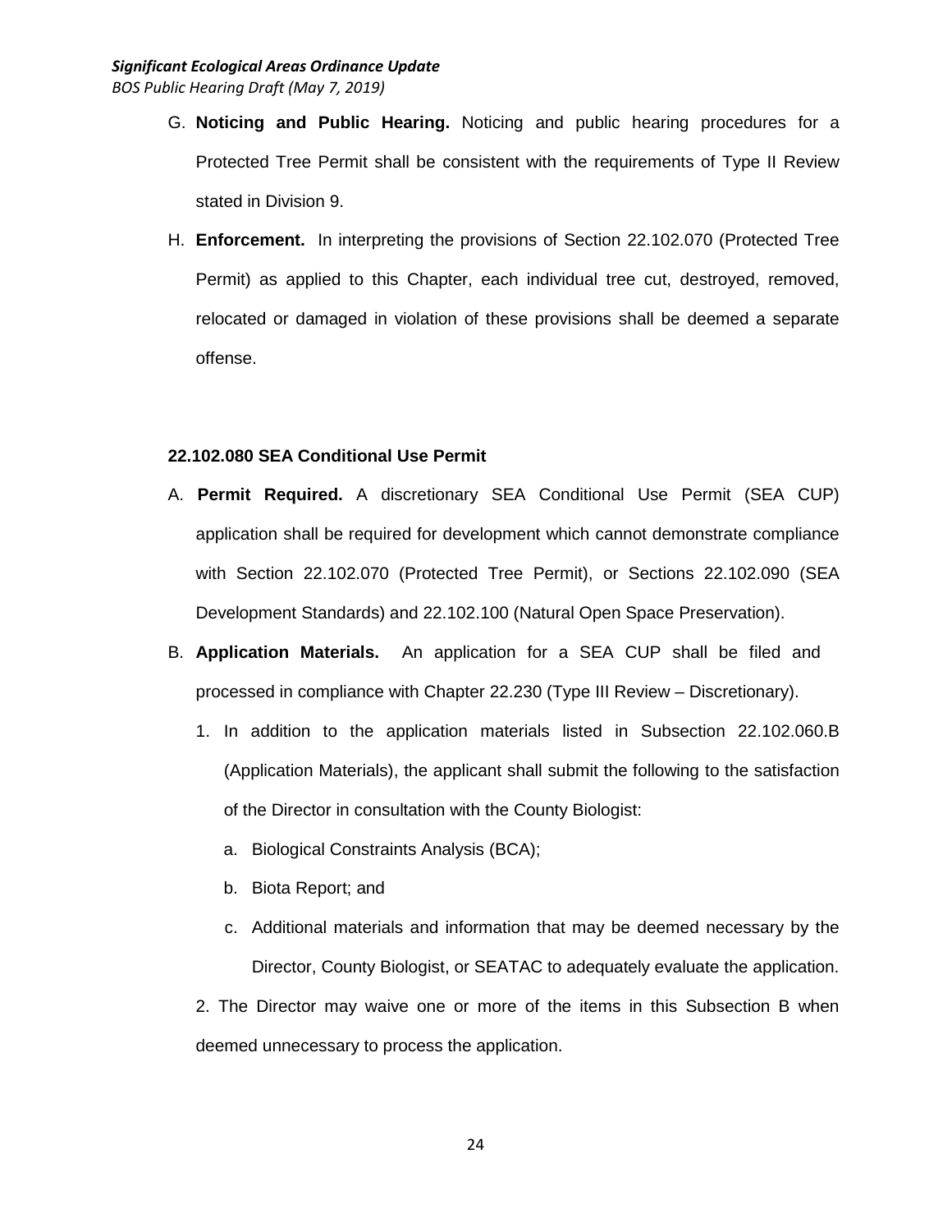G. **Noticing and Public Hearing.** Noticing and public hearing procedures for a Protected Tree Permit shall be consistent with the requirements of Type II Review stated in Division 9.

H. **Enforcement.** In interpreting the provisions of Section 22.102.070 (Protected Tree Permit) as applied to this Chapter, each individual tree cut, destroyed, removed, relocated or damaged in violation of these provisions shall be deemed a separate offense.

**22.102.080 SEA Conditional Use Permit**

A. **Permit Required.** A discretionary SEA Conditional Use Permit (SEA CUP) application shall be required for development which cannot demonstrate compliance with Section 22.102.070 (Protected Tree Permit), or Sections 22.102.090 (SEA Development Standards) and 22.102.100 (Natural Open Space Preservation).

B. **Application Materials.** An application for a SEA CUP shall be filed and processed in compliance with Chapter 22.230 (Type III Review – Discretionary).

   1. In addition to the application materials listed in Subsection 22.102.060.B (Application Materials), the applicant shall submit the following to the satisfaction of the Director in consultation with the County Biologist:

      a. Biological Constraints Analysis (BCA);

      b. Biota Report; and

      c. Additional materials and information that may be deemed necessary by the Director, County Biologist, or SEATAC to adequately evaluate the application.

   2. The Director may waive one or more of the items in this Subsection B when deemed unnecessary to process the application.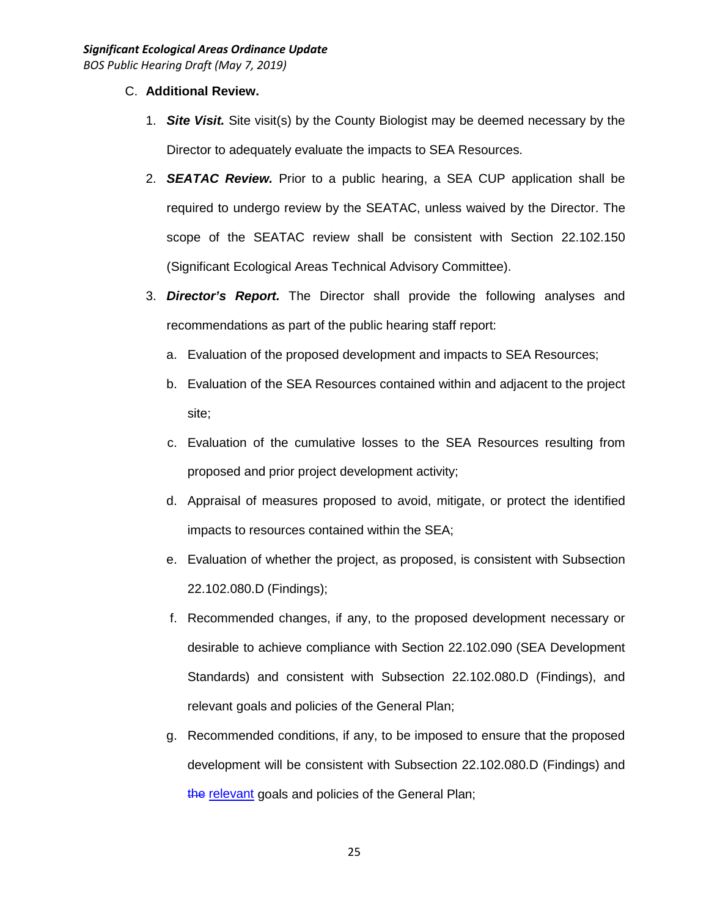C. **Additional Review.**

1. ***Site Visit.*** Site visit(s) by the County Biologist may be deemed necessary by the Director to adequately evaluate the impacts to SEA Resources.

2. ***SEATAC Review.*** Prior to a public hearing, a SEA CUP application shall be required to undergo review by the SEATAC, unless waived by the Director. The scope of the SEATAC review shall be consistent with Section 22.102.150 (Significant Ecological Areas Technical Advisory Committee).

3. ***Director's Report.*** The Director shall provide the following analyses and recommendations as part of the public hearing staff report:

   a. Evaluation of the proposed development and impacts to SEA Resources;

   b. Evaluation of the SEA Resources contained within and adjacent to the project site;

   c. Evaluation of the cumulative losses to the SEA Resources resulting from proposed and prior project development activity;

   d. Appraisal of measures proposed to avoid, mitigate, or protect the identified impacts to resources contained within the SEA;

   e. Evaluation of whether the project, as proposed, is consistent with Subsection 22.102.080.D (Findings);

   f. Recommended changes, if any, to the proposed development necessary or desirable to achieve compliance with Section 22.102.090 (SEA Development Standards) and consistent with Subsection 22.102.080.D (Findings), and relevant goals and policies of the General Plan;

   g. Recommended conditions, if any, to be imposed to ensure that the proposed development will be consistent with Subsection 22.102.080.D (Findings) and ~~the~~ relevant goals and policies of the General Plan;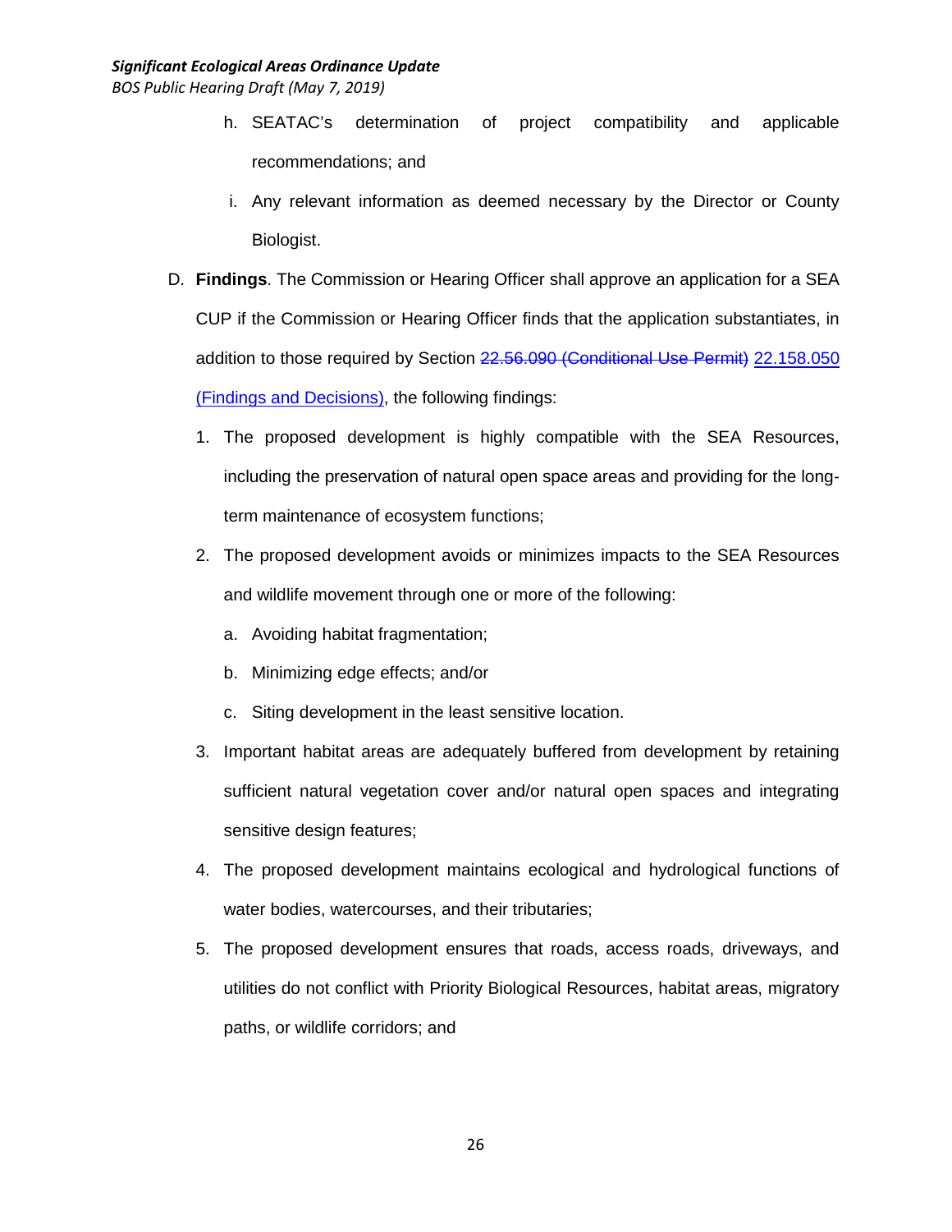h. SEATAC's determination of project compatibility and applicable recommendations; and

i. Any relevant information as deemed necessary by the Director or County Biologist.

D. **Findings**. The Commission or Hearing Officer shall approve an application for a SEA CUP if the Commission or Hearing Officer finds that the application substantiates, in addition to those required by Section ~~22.56.090 (Conditional Use Permit)~~ 22.158.050 (Findings and Decisions), the following findings:

1. The proposed development is highly compatible with the SEA Resources, including the preservation of natural open space areas and providing for the long-term maintenance of ecosystem functions;

2. The proposed development avoids or minimizes impacts to the SEA Resources and wildlife movement through one or more of the following:

   a. Avoiding habitat fragmentation;

   b. Minimizing edge effects; and/or

   c. Siting development in the least sensitive location.

3. Important habitat areas are adequately buffered from development by retaining sufficient natural vegetation cover and/or natural open spaces and integrating sensitive design features;

4. The proposed development maintains ecological and hydrological functions of water bodies, watercourses, and their tributaries;

5. The proposed development ensures that roads, access roads, driveways, and utilities do not conflict with Priority Biological Resources, habitat areas, migratory paths, or wildlife corridors; and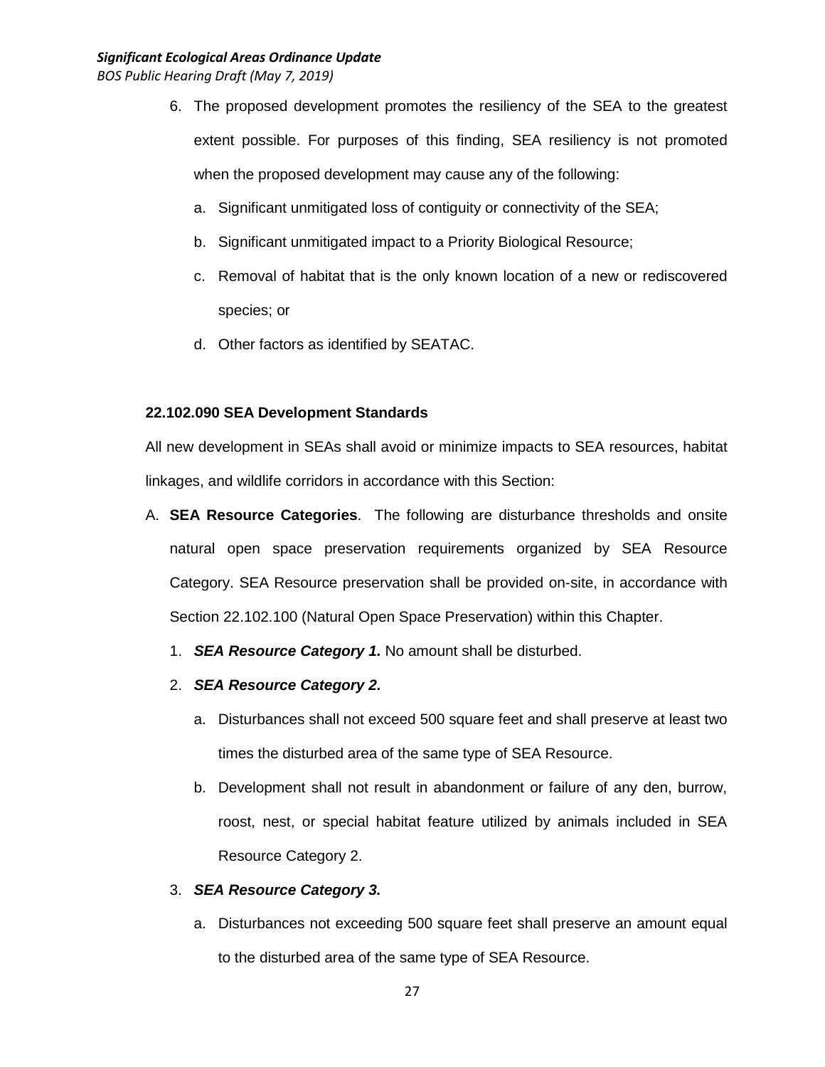6. The proposed development promotes the resiliency of the SEA to the greatest extent possible. For purposes of this finding, SEA resiliency is not promoted when the proposed development may cause any of the following:
   a. Significant unmitigated loss of contiguity or connectivity of the SEA;
   b. Significant unmitigated impact to a Priority Biological Resource;
   c. Removal of habitat that is the only known location of a new or rediscovered species; or
   d. Other factors as identified by SEATAC.

### 22.102.090 SEA Development Standards

All new development in SEAs shall avoid or minimize impacts to SEA resources, habitat linkages, and wildlife corridors in accordance with this Section:

A. **SEA Resource Categories**. The following are disturbance thresholds and onsite natural open space preservation requirements organized by SEA Resource Category. SEA Resource preservation shall be provided on-site, in accordance with Section 22.102.100 (Natural Open Space Preservation) within this Chapter.

   1. ***SEA Resource Category 1.*** No amount shall be disturbed.
   2. ***SEA Resource Category 2.***
      a. Disturbances shall not exceed 500 square feet and shall preserve at least two times the disturbed area of the same type of SEA Resource.
      b. Development shall not result in abandonment or failure of any den, burrow, roost, nest, or special habitat feature utilized by animals included in SEA Resource Category 2.
   3. ***SEA Resource Category 3.***
      a. Disturbances not exceeding 500 square feet shall preserve an amount equal to the disturbed area of the same type of SEA Resource.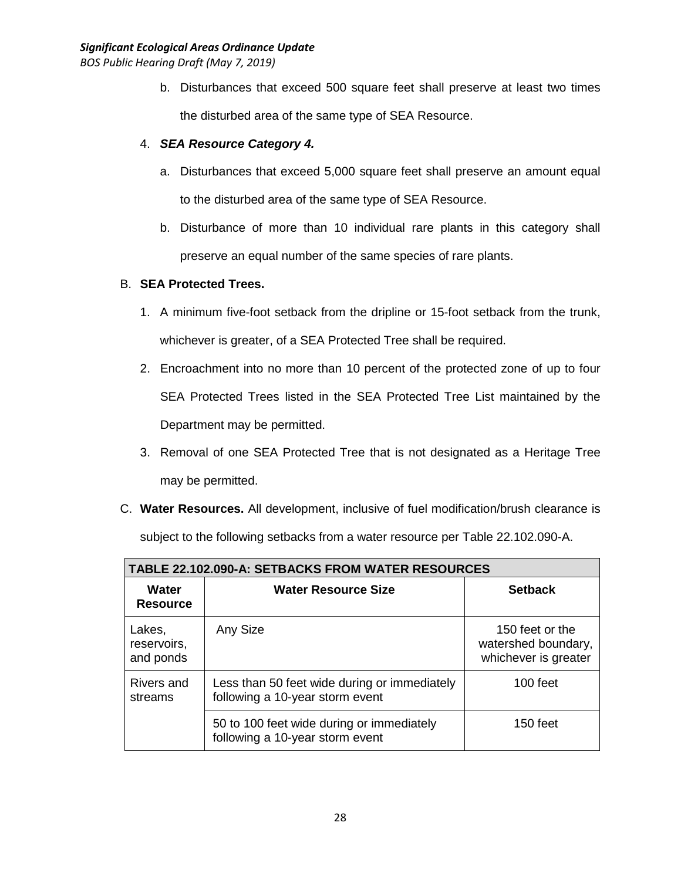b. Disturbances that exceed 500 square feet shall preserve at least two times the disturbed area of the same type of SEA Resource.

4. ***SEA Resource Category 4.***

   a. Disturbances that exceed 5,000 square feet shall preserve an amount equal to the disturbed area of the same type of SEA Resource.

   b. Disturbance of more than 10 individual rare plants in this category shall preserve an equal number of the same species of rare plants.

B. **SEA Protected Trees.**

1. A minimum five-foot setback from the dripline or 15-foot setback from the trunk, whichever is greater, of a SEA Protected Tree shall be required.

2. Encroachment into no more than 10 percent of the protected zone of up to four SEA Protected Trees listed in the SEA Protected Tree List maintained by the Department may be permitted.

3. Removal of one SEA Protected Tree that is not designated as a Heritage Tree may be permitted.

C. **Water Resources.** All development, inclusive of fuel modification/brush clearance is subject to the following setbacks from a water resource per Table 22.102.090-A.

| TABLE 22.102.090-A: SETBACKS FROM WATER RESOURCES | | |
|---|---|---|
| **Water Resource** | **Water Resource Size** | **Setback** |
| Lakes, reservoirs, and ponds | Any Size | 150 feet or the watershed boundary, whichever is greater |
| Rivers and streams | Less than 50 feet wide during or immediately following a 10-year storm event | 100 feet |
| | 50 to 100 feet wide during or immediately following a 10-year storm event | 150 feet |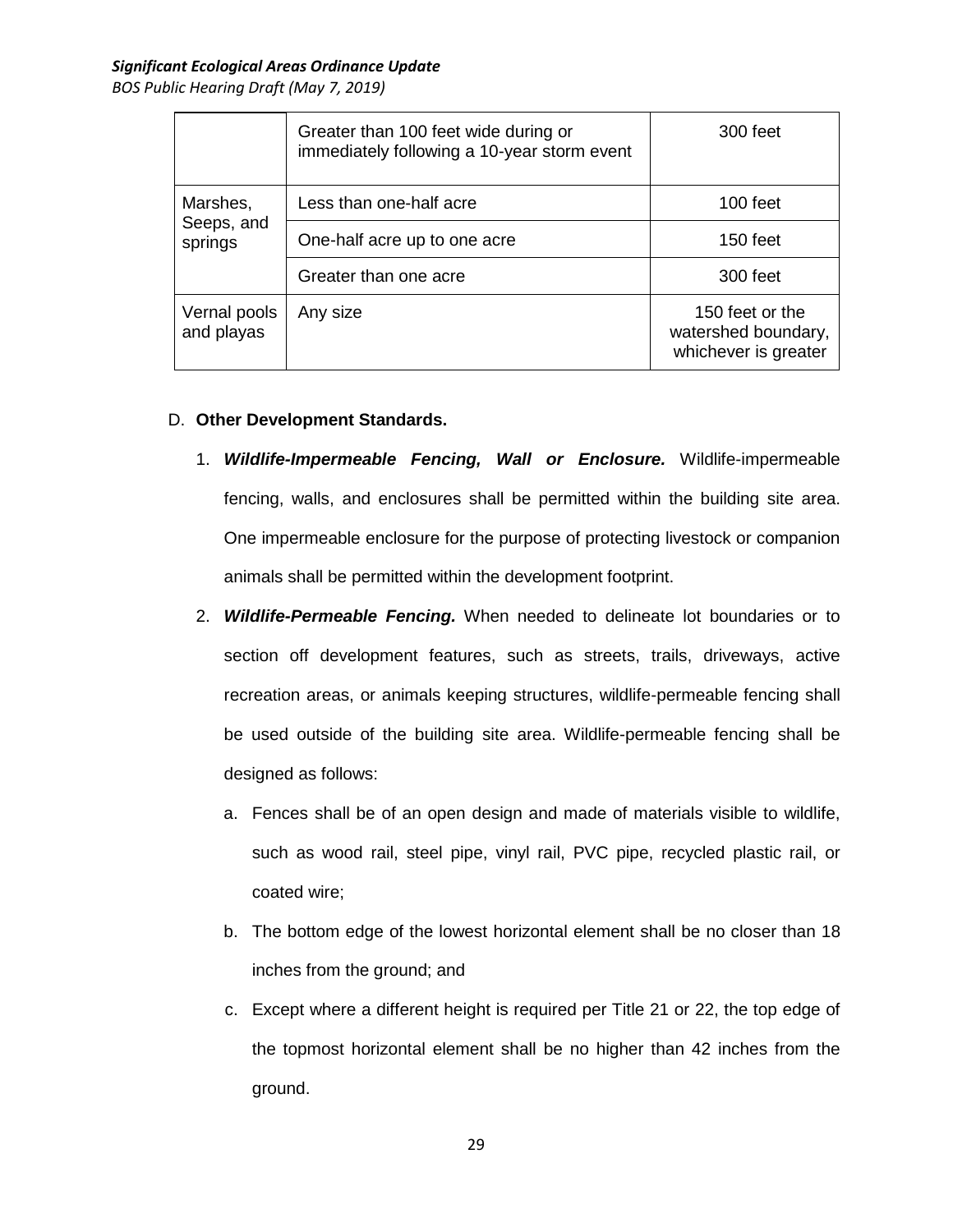| | | |
|---|---|---|
| | Greater than 100 feet wide during or immediately following a 10-year storm event | 300 feet |
| Marshes, Seeps, and springs | Less than one-half acre | 100 feet |
| | One-half acre up to one acre | 150 feet |
| | Greater than one acre | 300 feet |
| Vernal pools and playas | Any size | 150 feet or the watershed boundary, whichever is greater |

D. **Other Development Standards.**

1. ***Wildlife-Impermeable Fencing, Wall or Enclosure.*** Wildlife-impermeable fencing, walls, and enclosures shall be permitted within the building site area. One impermeable enclosure for the purpose of protecting livestock or companion animals shall be permitted within the development footprint.

2. ***Wildlife-Permeable Fencing.*** When needed to delineate lot boundaries or to section off development features, such as streets, trails, driveways, active recreation areas, or animals keeping structures, wildlife-permeable fencing shall be used outside of the building site area. Wildlife-permeable fencing shall be designed as follows:

   a. Fences shall be of an open design and made of materials visible to wildlife, such as wood rail, steel pipe, vinyl rail, PVC pipe, recycled plastic rail, or coated wire;

   b. The bottom edge of the lowest horizontal element shall be no closer than 18 inches from the ground; and

   c. Except where a different height is required per Title 21 or 22, the top edge of the topmost horizontal element shall be no higher than 42 inches from the ground.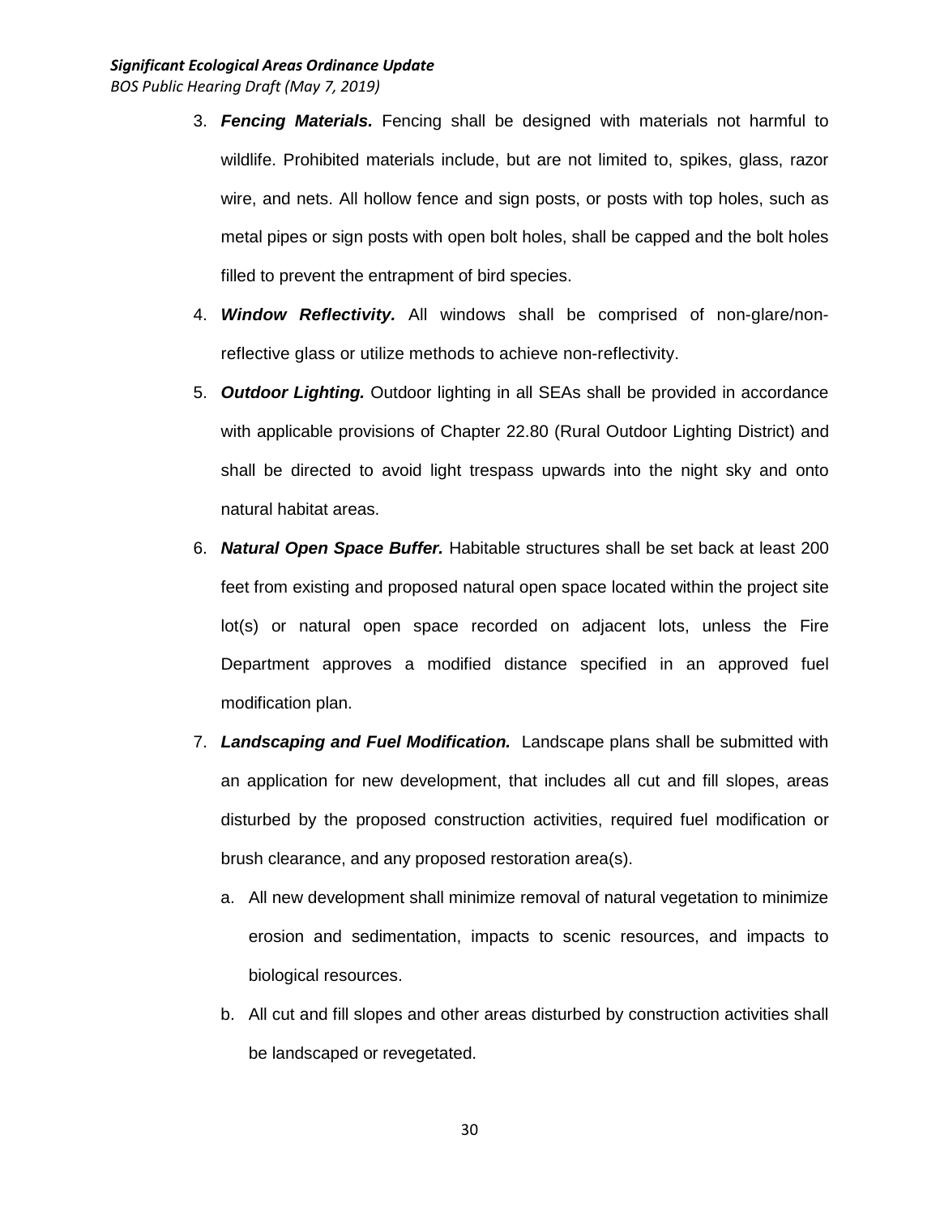3. ***Fencing Materials.*** Fencing shall be designed with materials not harmful to wildlife. Prohibited materials include, but are not limited to, spikes, glass, razor wire, and nets. All hollow fence and sign posts, or posts with top holes, such as metal pipes or sign posts with open bolt holes, shall be capped and the bolt holes filled to prevent the entrapment of bird species.

4. ***Window Reflectivity.*** All windows shall be comprised of non-glare/non-reflective glass or utilize methods to achieve non-reflectivity.

5. ***Outdoor Lighting.*** Outdoor lighting in all SEAs shall be provided in accordance with applicable provisions of Chapter 22.80 (Rural Outdoor Lighting District) and shall be directed to avoid light trespass upwards into the night sky and onto natural habitat areas.

6. ***Natural Open Space Buffer.*** Habitable structures shall be set back at least 200 feet from existing and proposed natural open space located within the project site lot(s) or natural open space recorded on adjacent lots, unless the Fire Department approves a modified distance specified in an approved fuel modification plan.

7. ***Landscaping and Fuel Modification.*** Landscape plans shall be submitted with an application for new development, that includes all cut and fill slopes, areas disturbed by the proposed construction activities, required fuel modification or brush clearance, and any proposed restoration area(s).

   a. All new development shall minimize removal of natural vegetation to minimize erosion and sedimentation, impacts to scenic resources, and impacts to biological resources.

   b. All cut and fill slopes and other areas disturbed by construction activities shall be landscaped or revegetated.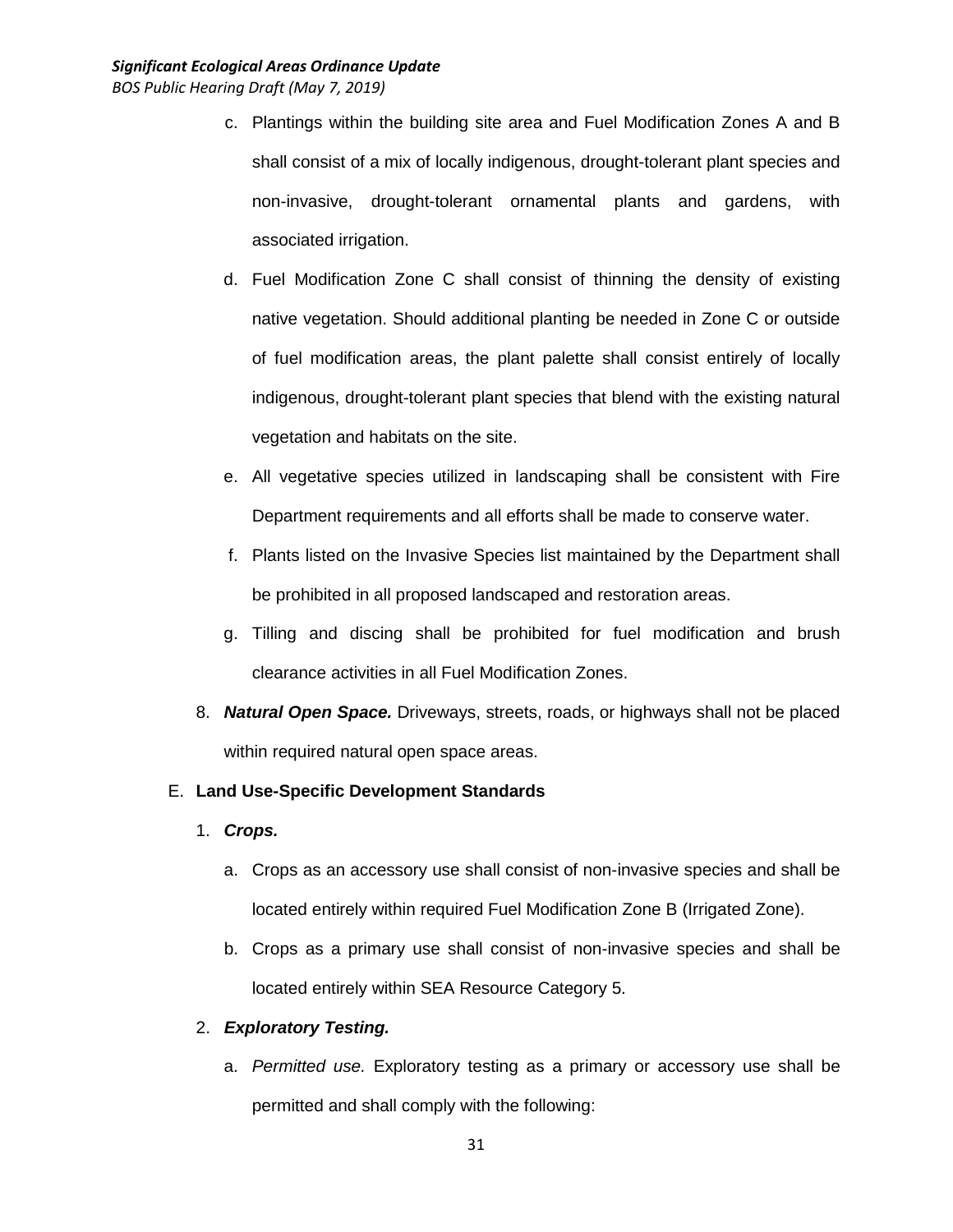c. Plantings within the building site area and Fuel Modification Zones A and B shall consist of a mix of locally indigenous, drought-tolerant plant species and non-invasive, drought-tolerant ornamental plants and gardens, with associated irrigation.

d. Fuel Modification Zone C shall consist of thinning the density of existing native vegetation. Should additional planting be needed in Zone C or outside of fuel modification areas, the plant palette shall consist entirely of locally indigenous, drought-tolerant plant species that blend with the existing natural vegetation and habitats on the site.

e. All vegetative species utilized in landscaping shall be consistent with Fire Department requirements and all efforts shall be made to conserve water.

f. Plants listed on the Invasive Species list maintained by the Department shall be prohibited in all proposed landscaped and restoration areas.

g. Tilling and discing shall be prohibited for fuel modification and brush clearance activities in all Fuel Modification Zones.

8. ***Natural Open Space.*** Driveways, streets, roads, or highways shall not be placed within required natural open space areas.

E. **Land Use-Specific Development Standards**

1. ***Crops.***

a. Crops as an accessory use shall consist of non-invasive species and shall be located entirely within required Fuel Modification Zone B (Irrigated Zone).

b. Crops as a primary use shall consist of non-invasive species and shall be located entirely within SEA Resource Category 5.

2. ***Exploratory Testing.***

a. *Permitted use.* Exploratory testing as a primary or accessory use shall be permitted and shall comply with the following: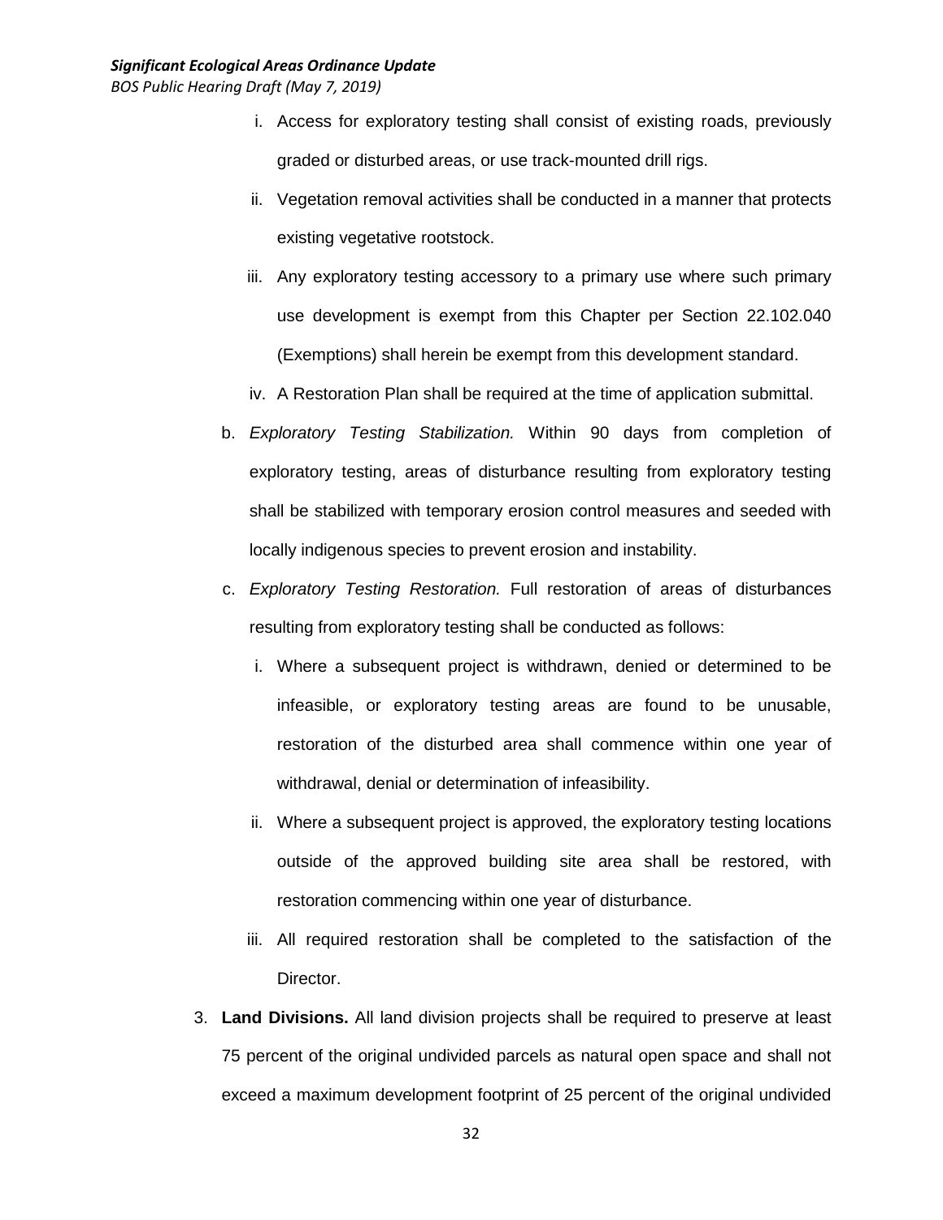i. Access for exploratory testing shall consist of existing roads, previously graded or disturbed areas, or use track-mounted drill rigs.

   ii. Vegetation removal activities shall be conducted in a manner that protects existing vegetative rootstock.

   iii. Any exploratory testing accessory to a primary use where such primary use development is exempt from this Chapter per Section 22.102.040 (Exemptions) shall herein be exempt from this development standard.

   iv. A Restoration Plan shall be required at the time of application submittal.

b. *Exploratory Testing Stabilization.* Within 90 days from completion of exploratory testing, areas of disturbance resulting from exploratory testing shall be stabilized with temporary erosion control measures and seeded with locally indigenous species to prevent erosion and instability.

c. *Exploratory Testing Restoration.* Full restoration of areas of disturbances resulting from exploratory testing shall be conducted as follows:

   i. Where a subsequent project is withdrawn, denied or determined to be infeasible, or exploratory testing areas are found to be unusable, restoration of the disturbed area shall commence within one year of withdrawal, denial or determination of infeasibility.

   ii. Where a subsequent project is approved, the exploratory testing locations outside of the approved building site area shall be restored, with restoration commencing within one year of disturbance.

   iii. All required restoration shall be completed to the satisfaction of the Director.

3. **Land Divisions.** All land division projects shall be required to preserve at least 75 percent of the original undivided parcels as natural open space and shall not exceed a maximum development footprint of 25 percent of the original undivided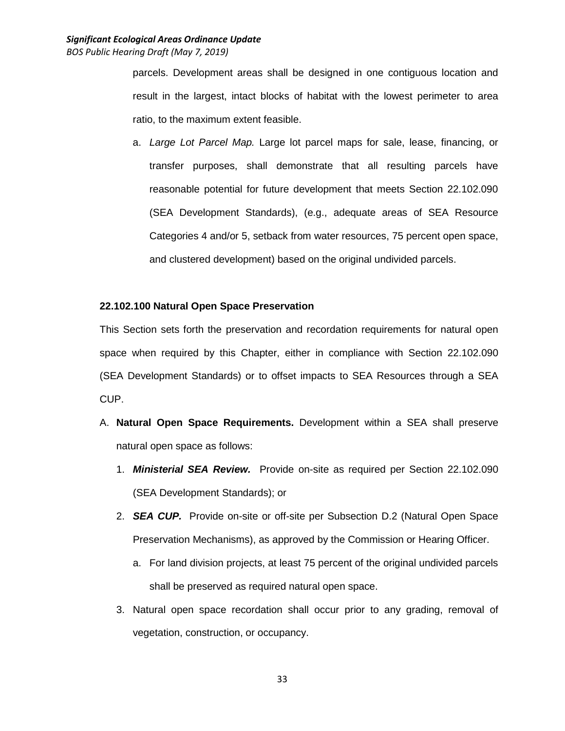parcels. Development areas shall be designed in one contiguous location and result in the largest, intact blocks of habitat with the lowest perimeter to area ratio, to the maximum extent feasible.

a. *Large Lot Parcel Map.* Large lot parcel maps for sale, lease, financing, or transfer purposes, shall demonstrate that all resulting parcels have reasonable potential for future development that meets Section 22.102.090 (SEA Development Standards), (e.g., adequate areas of SEA Resource Categories 4 and/or 5, setback from water resources, 75 percent open space, and clustered development) based on the original undivided parcels.

**22.102.100 Natural Open Space Preservation**

This Section sets forth the preservation and recordation requirements for natural open space when required by this Chapter, either in compliance with Section 22.102.090 (SEA Development Standards) or to offset impacts to SEA Resources through a SEA CUP.

A. **Natural Open Space Requirements.** Development within a SEA shall preserve natural open space as follows:

1. ***Ministerial SEA Review.*** Provide on-site as required per Section 22.102.090 (SEA Development Standards); or
2. ***SEA CUP.*** Provide on-site or off-site per Subsection D.2 (Natural Open Space Preservation Mechanisms), as approved by the Commission or Hearing Officer.
   a. For land division projects, at least 75 percent of the original undivided parcels shall be preserved as required natural open space.
3. Natural open space recordation shall occur prior to any grading, removal of vegetation, construction, or occupancy.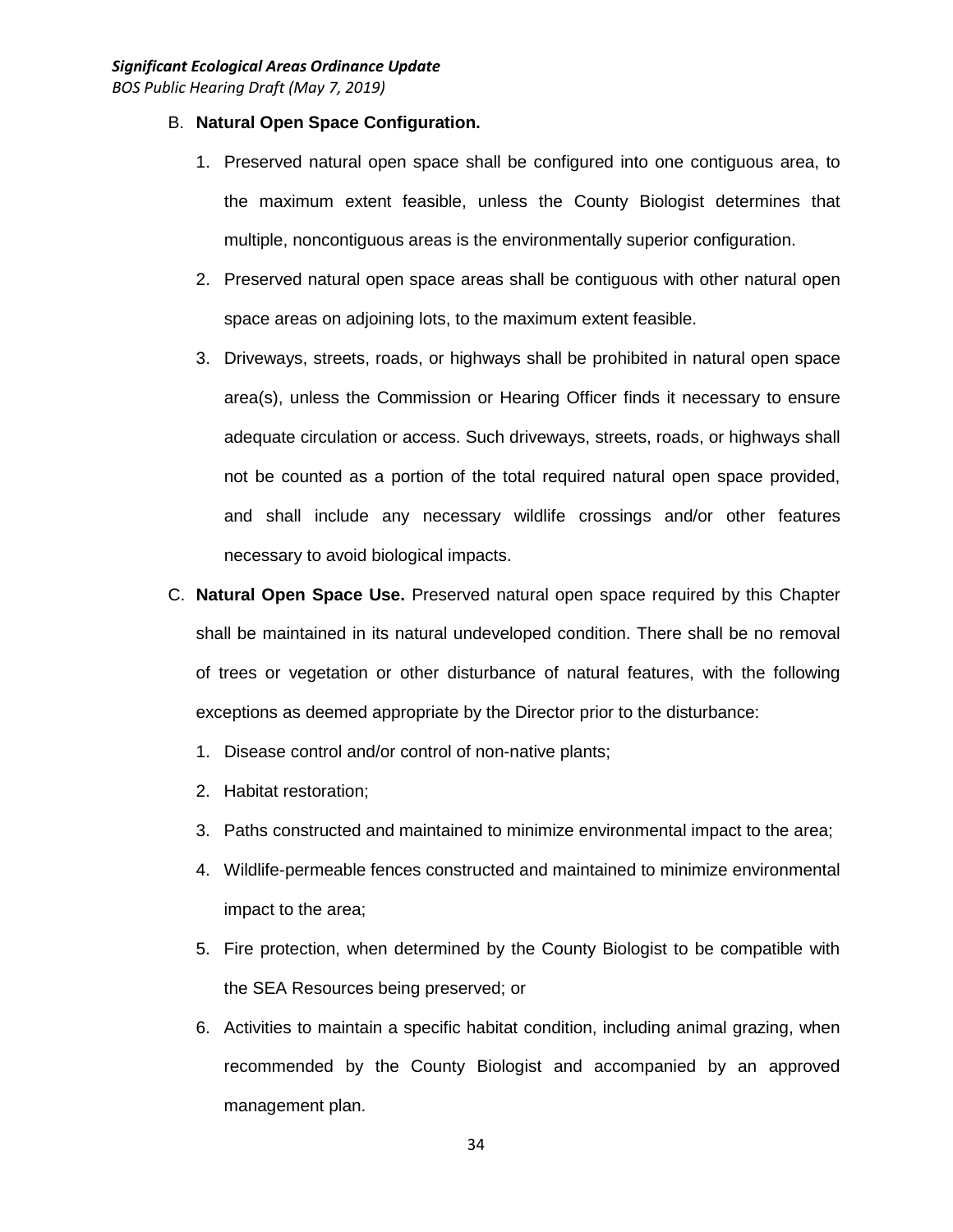B. **Natural Open Space Configuration.**

1. Preserved natural open space shall be configured into one contiguous area, to the maximum extent feasible, unless the County Biologist determines that multiple, noncontiguous areas is the environmentally superior configuration.
2. Preserved natural open space areas shall be contiguous with other natural open space areas on adjoining lots, to the maximum extent feasible.
3. Driveways, streets, roads, or highways shall be prohibited in natural open space area(s), unless the Commission or Hearing Officer finds it necessary to ensure adequate circulation or access. Such driveways, streets, roads, or highways shall not be counted as a portion of the total required natural open space provided, and shall include any necessary wildlife crossings and/or other features necessary to avoid biological impacts.

C. **Natural Open Space Use.** Preserved natural open space required by this Chapter shall be maintained in its natural undeveloped condition. There shall be no removal of trees or vegetation or other disturbance of natural features, with the following exceptions as deemed appropriate by the Director prior to the disturbance:

1. Disease control and/or control of non-native plants;
2. Habitat restoration;
3. Paths constructed and maintained to minimize environmental impact to the area;
4. Wildlife-permeable fences constructed and maintained to minimize environmental impact to the area;
5. Fire protection, when determined by the County Biologist to be compatible with the SEA Resources being preserved; or
6. Activities to maintain a specific habitat condition, including animal grazing, when recommended by the County Biologist and accompanied by an approved management plan.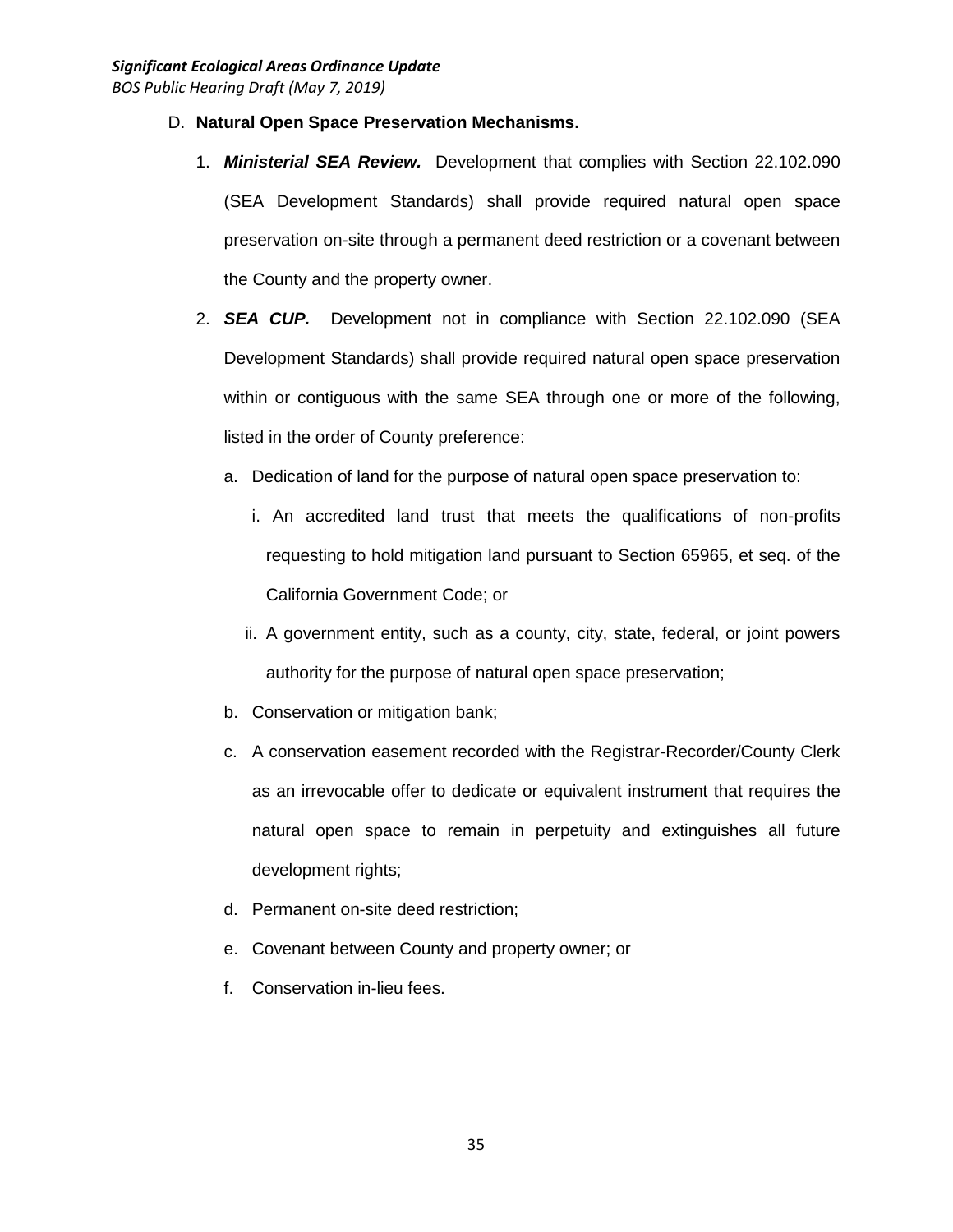D. **Natural Open Space Preservation Mechanisms.**

1. ***Ministerial SEA Review.*** Development that complies with Section 22.102.090 (SEA Development Standards) shall provide required natural open space preservation on-site through a permanent deed restriction or a covenant between the County and the property owner.

2. ***SEA CUP.*** Development not in compliance with Section 22.102.090 (SEA Development Standards) shall provide required natural open space preservation within or contiguous with the same SEA through one or more of the following, listed in the order of County preference:

   a. Dedication of land for the purpose of natural open space preservation to:

      i. An accredited land trust that meets the qualifications of non-profits requesting to hold mitigation land pursuant to Section 65965, et seq. of the California Government Code; or

      ii. A government entity, such as a county, city, state, federal, or joint powers authority for the purpose of natural open space preservation;

   b. Conservation or mitigation bank;

   c. A conservation easement recorded with the Registrar-Recorder/County Clerk as an irrevocable offer to dedicate or equivalent instrument that requires the natural open space to remain in perpetuity and extinguishes all future development rights;

   d. Permanent on-site deed restriction;

   e. Covenant between County and property owner; or

   f. Conservation in-lieu fees.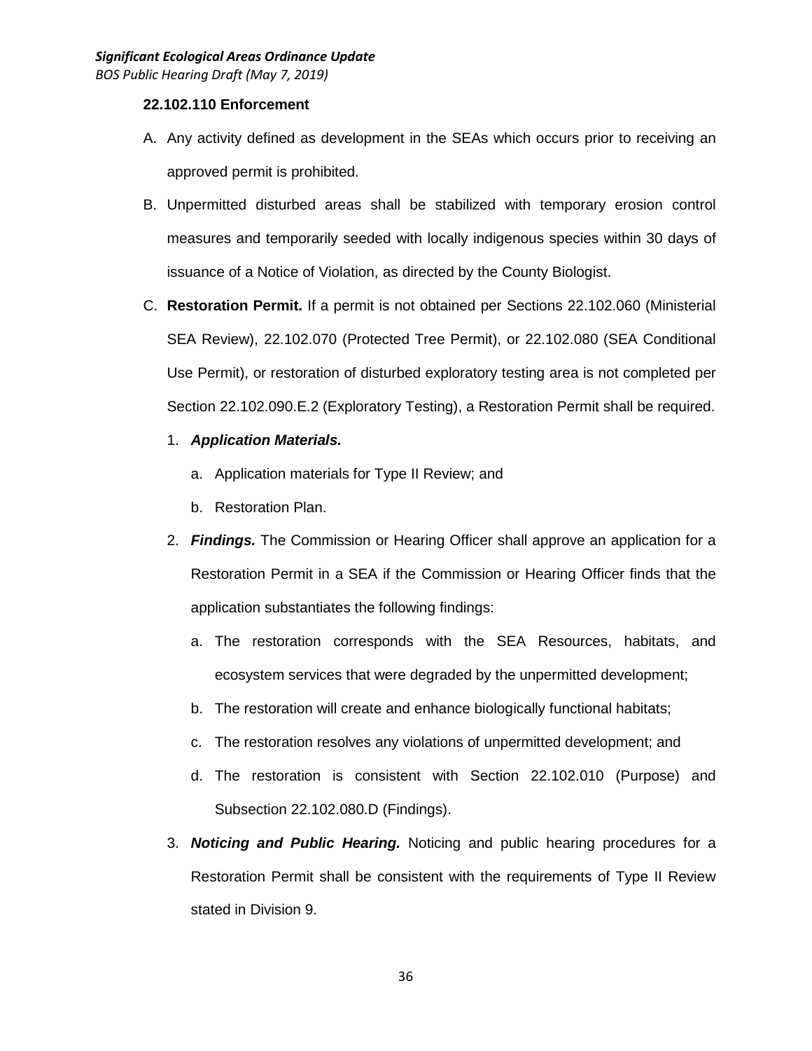**22.102.110 Enforcement**

A. Any activity defined as development in the SEAs which occurs prior to receiving an approved permit is prohibited.

B. Unpermitted disturbed areas shall be stabilized with temporary erosion control measures and temporarily seeded with locally indigenous species within 30 days of issuance of a Notice of Violation, as directed by the County Biologist.

C. **Restoration Permit.** If a permit is not obtained per Sections 22.102.060 (Ministerial SEA Review), 22.102.070 (Protected Tree Permit), or 22.102.080 (SEA Conditional Use Permit), or restoration of disturbed exploratory testing area is not completed per Section 22.102.090.E.2 (Exploratory Testing), a Restoration Permit shall be required.

   1. ***Application Materials.***

      a. Application materials for Type II Review; and

      b. Restoration Plan.

   2. ***Findings.*** The Commission or Hearing Officer shall approve an application for a Restoration Permit in a SEA if the Commission or Hearing Officer finds that the application substantiates the following findings:

      a. The restoration corresponds with the SEA Resources, habitats, and ecosystem services that were degraded by the unpermitted development;

      b. The restoration will create and enhance biologically functional habitats;

      c. The restoration resolves any violations of unpermitted development; and

      d. The restoration is consistent with Section 22.102.010 (Purpose) and Subsection 22.102.080.D (Findings).

   3. ***Noticing and Public Hearing.*** Noticing and public hearing procedures for a Restoration Permit shall be consistent with the requirements of Type II Review stated in Division 9.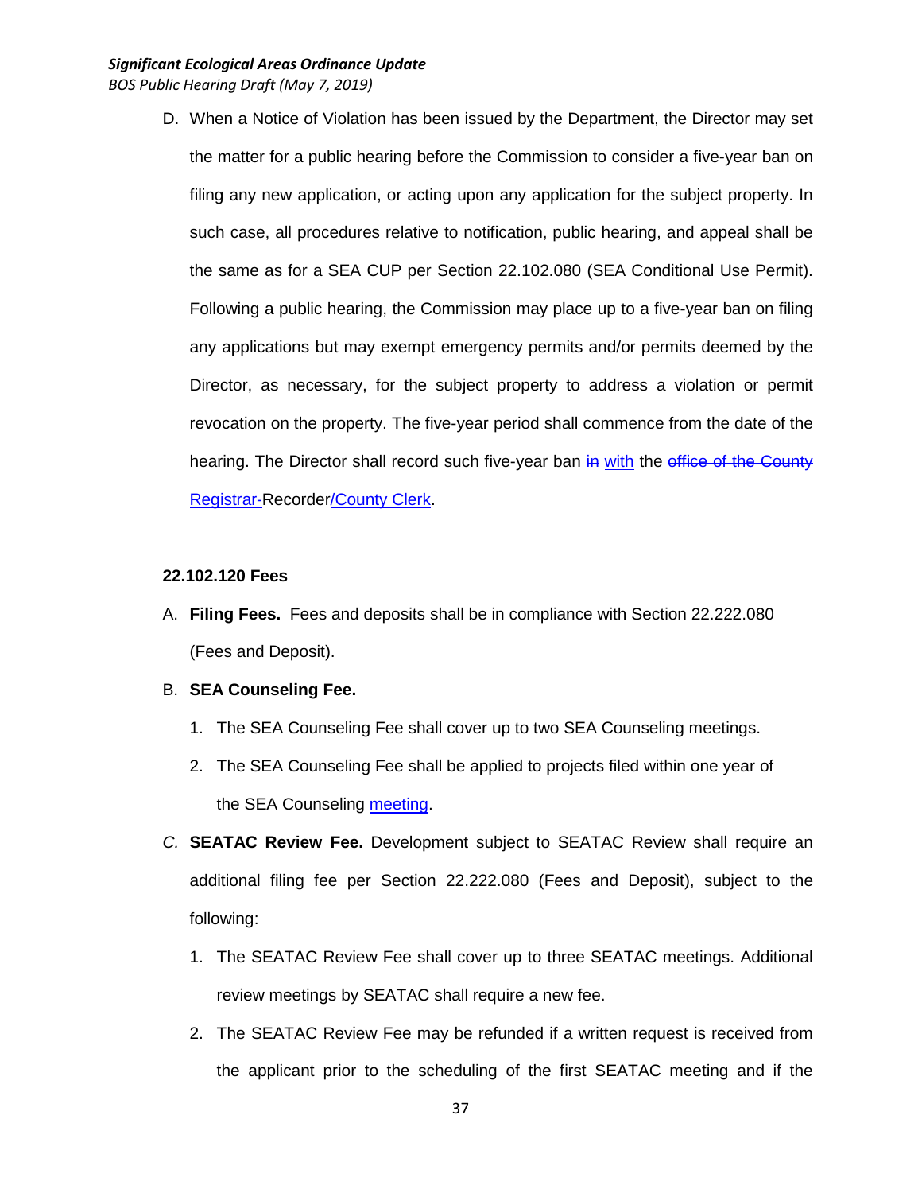D. When a Notice of Violation has been issued by the Department, the Director may set the matter for a public hearing before the Commission to consider a five-year ban on filing any new application, or acting upon any application for the subject property. In such case, all procedures relative to notification, public hearing, and appeal shall be the same as for a SEA CUP per Section 22.102.080 (SEA Conditional Use Permit). Following a public hearing, the Commission may place up to a five-year ban on filing any applications but may exempt emergency permits and/or permits deemed by the Director, as necessary, for the subject property to address a violation or permit revocation on the property. The five-year period shall commence from the date of the hearing. The Director shall record such five-year ban ~~in~~ with the ~~office of the County~~ Registrar-Recorder/County Clerk.

**22.102.120 Fees**

A. **Filing Fees.** Fees and deposits shall be in compliance with Section 22.222.080 (Fees and Deposit).

B. **SEA Counseling Fee.**

   1. The SEA Counseling Fee shall cover up to two SEA Counseling meetings.
   2. The SEA Counseling Fee shall be applied to projects filed within one year of the SEA Counseling meeting.

*C.* **SEATAC Review Fee.** Development subject to SEATAC Review shall require an additional filing fee per Section 22.222.080 (Fees and Deposit), subject to the following:

   1. The SEATAC Review Fee shall cover up to three SEATAC meetings. Additional review meetings by SEATAC shall require a new fee.
   2. The SEATAC Review Fee may be refunded if a written request is received from the applicant prior to the scheduling of the first SEATAC meeting and if the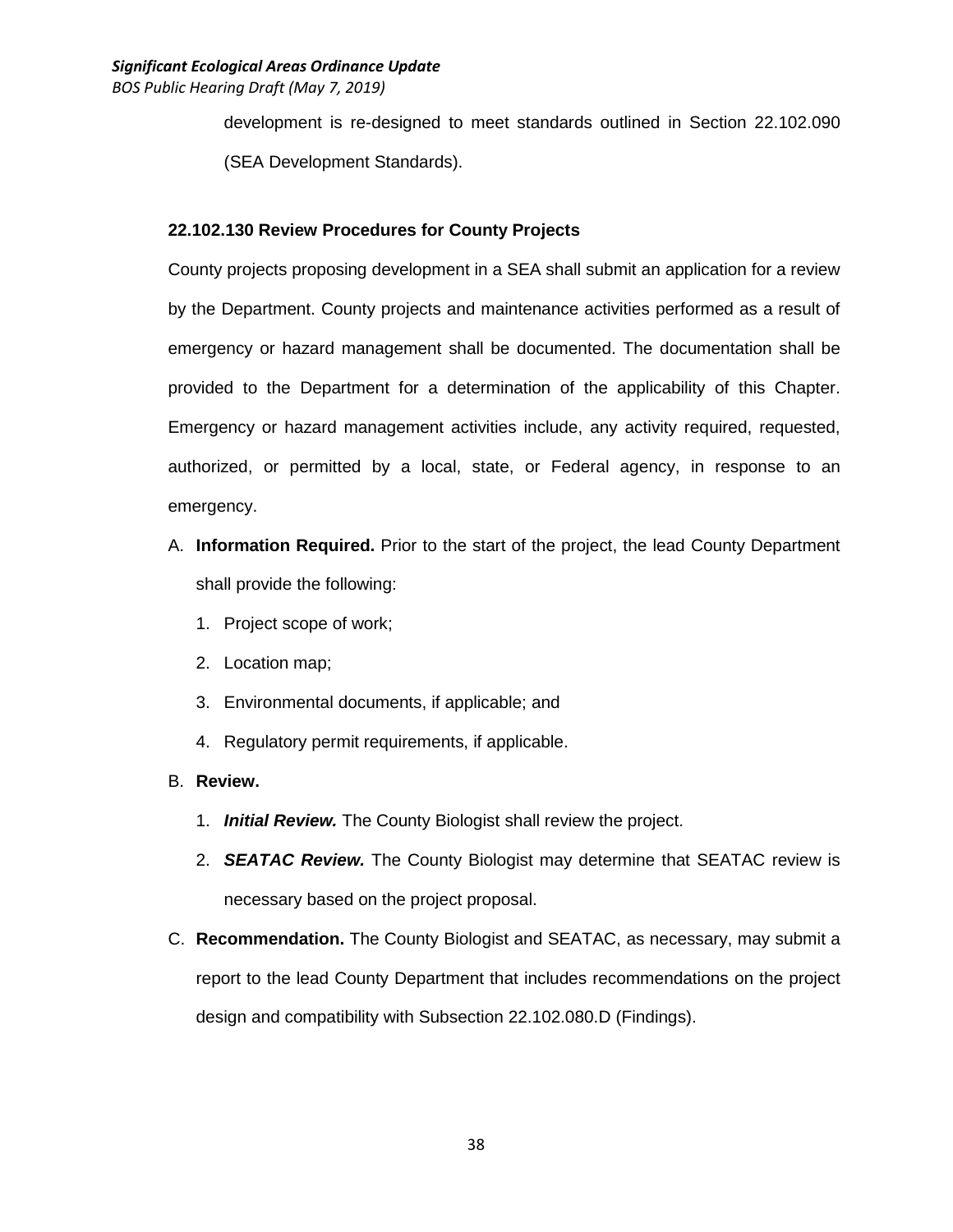development is re-designed to meet standards outlined in Section 22.102.090 (SEA Development Standards).

### 22.102.130 Review Procedures for County Projects

County projects proposing development in a SEA shall submit an application for a review by the Department. County projects and maintenance activities performed as a result of emergency or hazard management shall be documented. The documentation shall be provided to the Department for a determination of the applicability of this Chapter. Emergency or hazard management activities include, any activity required, requested, authorized, or permitted by a local, state, or Federal agency, in response to an emergency.

A. **Information Required.** Prior to the start of the project, the lead County Department shall provide the following:

   1. Project scope of work;
   2. Location map;
   3. Environmental documents, if applicable; and
   4. Regulatory permit requirements, if applicable.

B. **Review.**

   1. ***Initial Review.*** The County Biologist shall review the project.
   2. ***SEATAC Review.*** The County Biologist may determine that SEATAC review is necessary based on the project proposal.

C. **Recommendation.** The County Biologist and SEATAC, as necessary, may submit a report to the lead County Department that includes recommendations on the project design and compatibility with Subsection 22.102.080.D (Findings).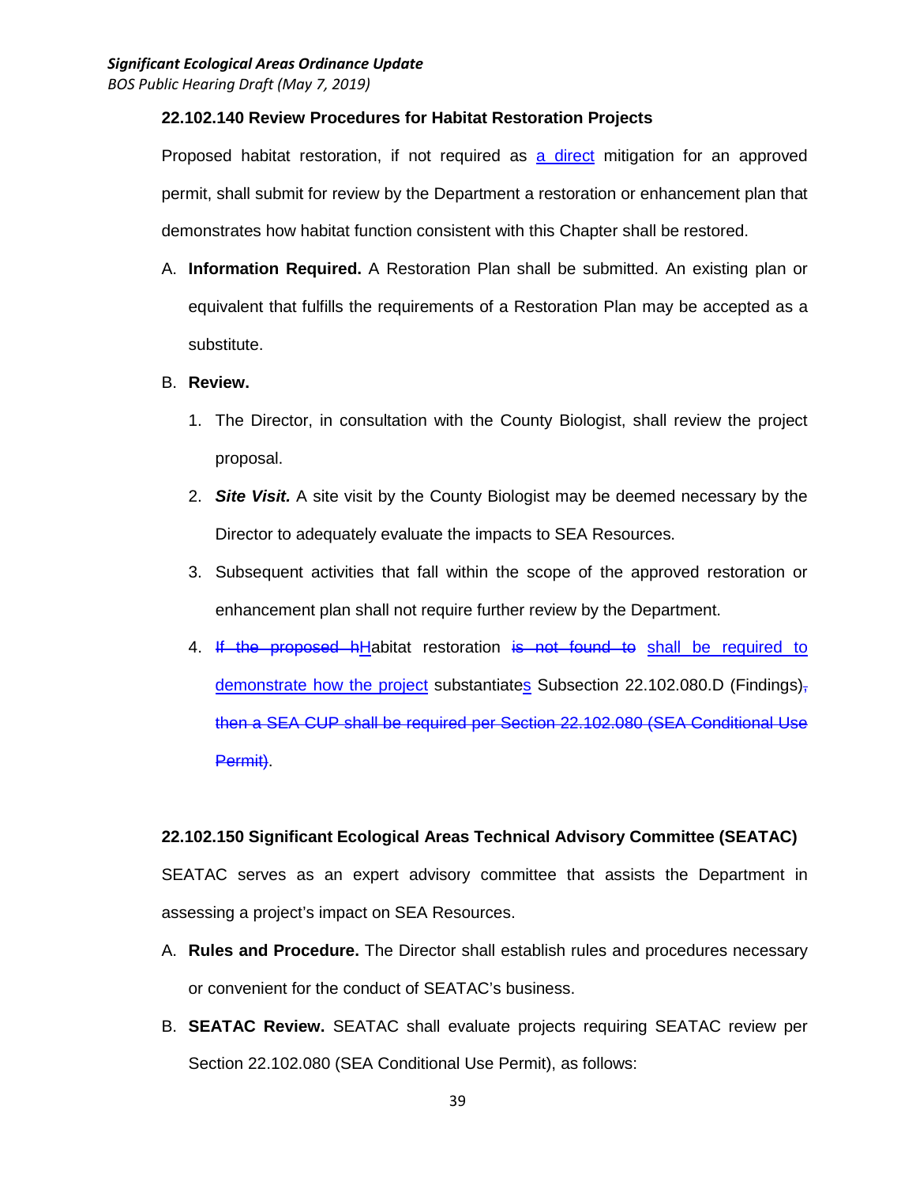### 22.102.140 Review Procedures for Habitat Restoration Projects

Proposed habitat restoration, if not required as <u>a direct</u> mitigation for an approved permit, shall submit for review by the Department a restoration or enhancement plan that demonstrates how habitat function consistent with this Chapter shall be restored.

A. **Information Required.** A Restoration Plan shall be submitted. An existing plan or equivalent that fulfills the requirements of a Restoration Plan may be accepted as a substitute.

B. **Review.**

   1. The Director, in consultation with the County Biologist, shall review the project proposal.

   2. ***Site Visit.*** A site visit by the County Biologist may be deemed necessary by the Director to adequately evaluate the impacts to SEA Resources.

   3. Subsequent activities that fall within the scope of the approved restoration or enhancement plan shall not require further review by the Department.

   4. ~~If the proposed h~~<u>H</u>abitat restoration ~~is not found to~~ <u>shall be required to demonstrate how the project</u> substantiate<u>s</u> Subsection 22.102.080.D (Findings)~~, then a SEA CUP shall be required per Section 22.102.080 (SEA Conditional Use Permit)~~.

### 22.102.150 Significant Ecological Areas Technical Advisory Committee (SEATAC)

SEATAC serves as an expert advisory committee that assists the Department in assessing a project's impact on SEA Resources.

A. **Rules and Procedure.** The Director shall establish rules and procedures necessary or convenient for the conduct of SEATAC's business.

B. **SEATAC Review.** SEATAC shall evaluate projects requiring SEATAC review per Section 22.102.080 (SEA Conditional Use Permit), as follows: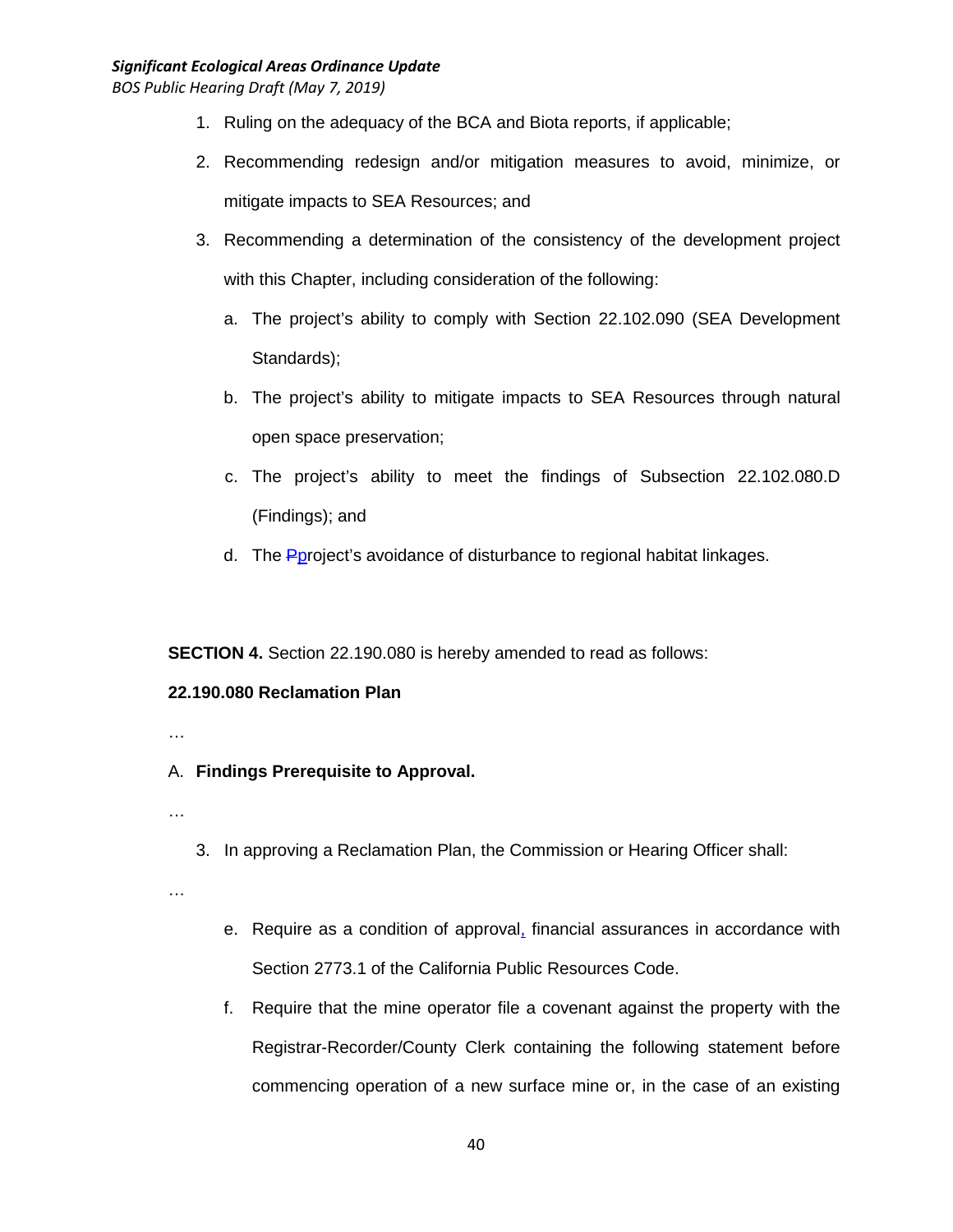1. Ruling on the adequacy of the BCA and Biota reports, if applicable;
2. Recommending redesign and/or mitigation measures to avoid, minimize, or mitigate impacts to SEA Resources; and
3. Recommending a determination of the consistency of the development project with this Chapter, including consideration of the following:
   a. The project's ability to comply with Section 22.102.090 (SEA Development Standards);
   b. The project's ability to mitigate impacts to SEA Resources through natural open space preservation;
   c. The project's ability to meet the findings of Subsection 22.102.080.D (Findings); and
   d. The ~~P~~project's avoidance of disturbance to regional habitat linkages.

**SECTION 4.** Section 22.190.080 is hereby amended to read as follows:

**22.190.080 Reclamation Plan**

…

A. **Findings Prerequisite to Approval.**

…

3. In approving a Reclamation Plan, the Commission or Hearing Officer shall:

…

   e. Require as a condition of approval, financial assurances in accordance with Section 2773.1 of the California Public Resources Code.
   f. Require that the mine operator file a covenant against the property with the Registrar-Recorder/County Clerk containing the following statement before commencing operation of a new surface mine or, in the case of an existing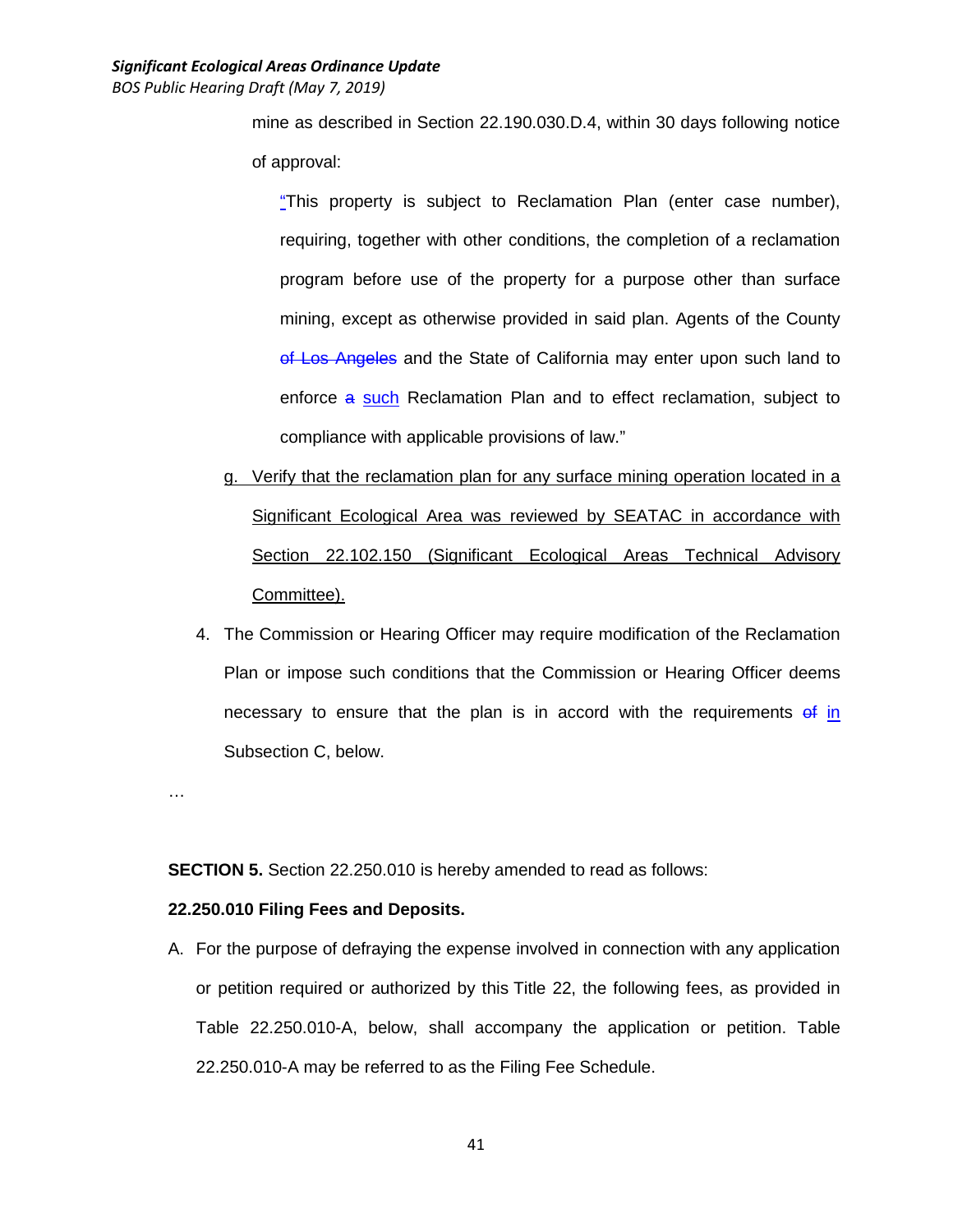mine as described in Section 22.190.030.D.4, within 30 days following notice of approval:

"This property is subject to Reclamation Plan (enter case number), requiring, together with other conditions, the completion of a reclamation program before use of the property for a purpose other than surface mining, except as otherwise provided in said plan. Agents of the County ~~of Los Angeles~~ and the State of California may enter upon such land to enforce ~~a~~ such Reclamation Plan and to effect reclamation, subject to compliance with applicable provisions of law."

g. Verify that the reclamation plan for any surface mining operation located in a Significant Ecological Area was reviewed by SEATAC in accordance with Section 22.102.150 (Significant Ecological Areas Technical Advisory Committee).

4. The Commission or Hearing Officer may require modification of the Reclamation Plan or impose such conditions that the Commission or Hearing Officer deems necessary to ensure that the plan is in accord with the requirements ~~of~~ in Subsection C, below.

…

**SECTION 5.** Section 22.250.010 is hereby amended to read as follows:

**22.250.010 Filing Fees and Deposits.**

A. For the purpose of defraying the expense involved in connection with any application or petition required or authorized by this Title 22, the following fees, as provided in Table 22.250.010-A, below, shall accompany the application or petition. Table 22.250.010-A may be referred to as the Filing Fee Schedule.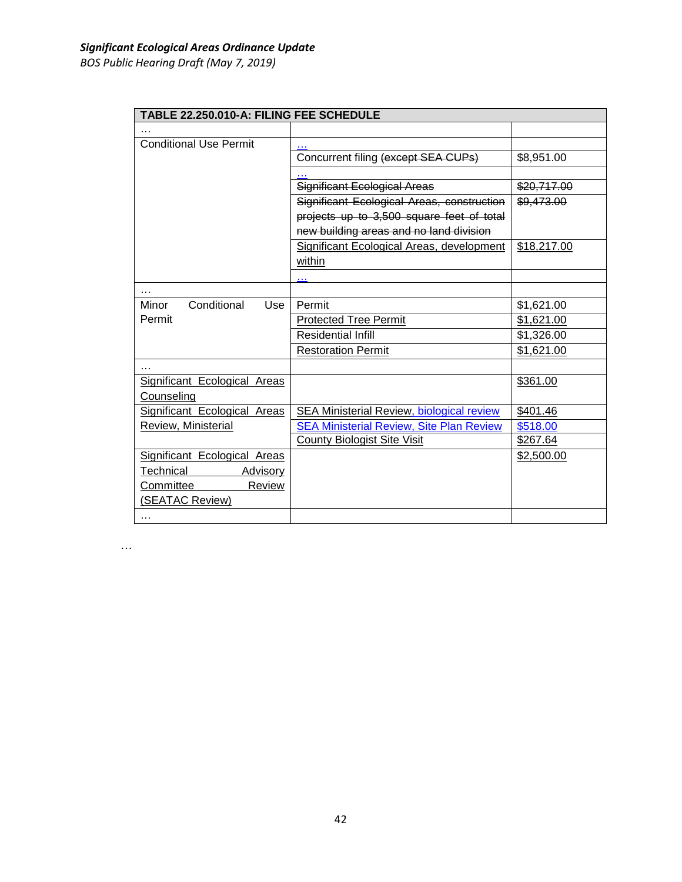| TABLE 22.250.010-A: FILING FEE SCHEDULE | | |
|---|---|---|
| … | | |
| Conditional Use Permit | … | |
| | Concurrent filing ~~(except SEA CUPs)~~ | $8,951.00 |
| | … | |
| | ~~Significant Ecological Areas~~ | ~~$20,717.00~~ |
| | ~~Significant Ecological Areas, construction projects up to 3,500 square feet of total new building areas and no land division~~ | ~~$9,473.00~~ |
| | Significant Ecological Areas, development within | $18,217.00 |
| | … | |
| … | | |
| Minor Conditional Use Permit | Permit | $1,621.00 |
| | Protected Tree Permit | $1,621.00 |
| | Residential Infill | $1,326.00 |
| | Restoration Permit | $1,621.00 |
| … | | |
| Significant Ecological Areas Counseling | | $361.00 |
| Significant Ecological Areas Review, Ministerial | SEA Ministerial Review, biological review | $401.46 |
| | SEA Ministerial Review, Site Plan Review | $518.00 |
| | County Biologist Site Visit | $267.64 |
| Significant Ecological Areas Technical Advisory Committee Review (SEATAC Review) | | $2,500.00 |
| … | | |

…